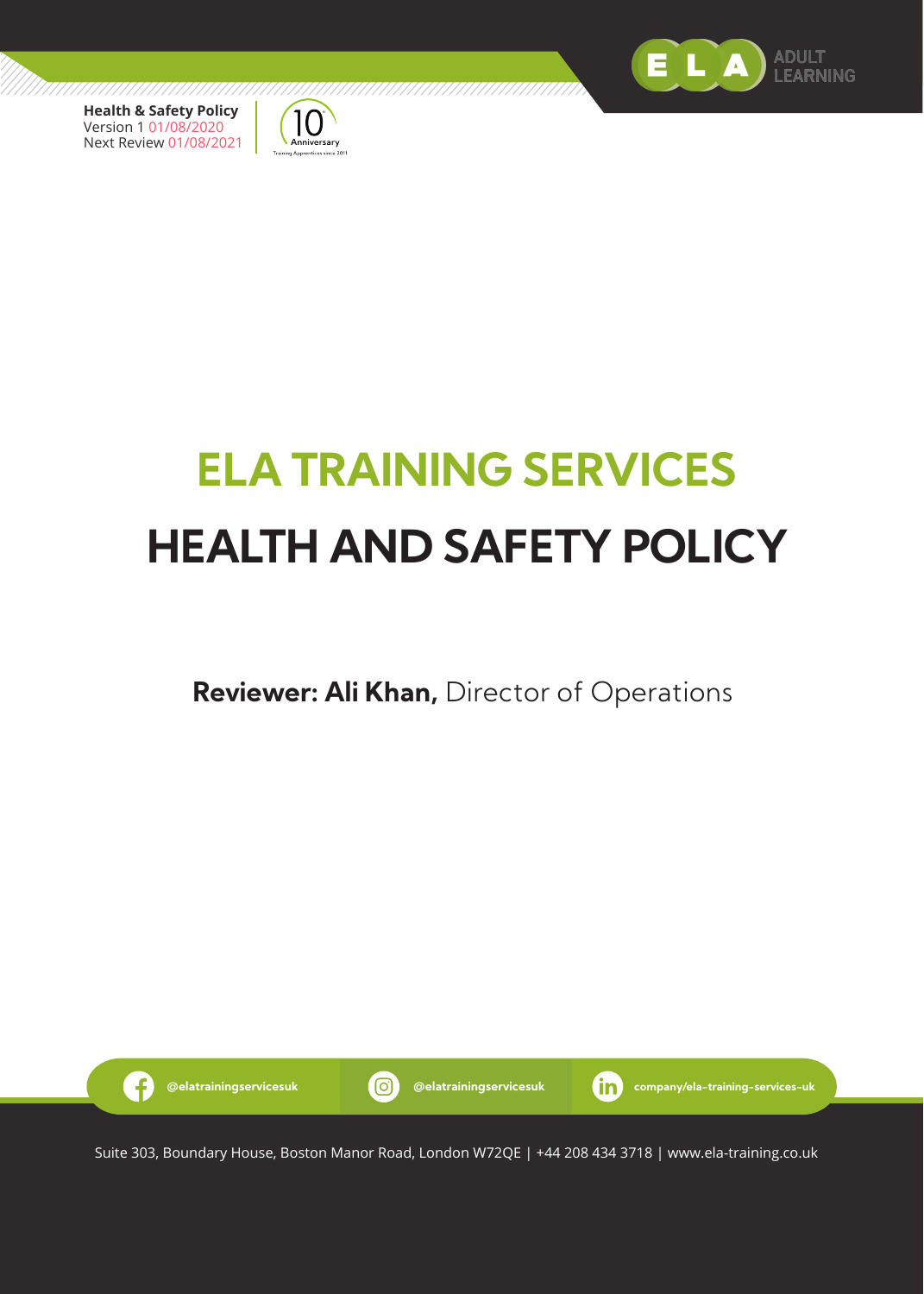**Health & Safety Policy**
Version 1 01/08/2020
Next Review 01/08/2021

# ELA TRAINING SERVICES
# HEALTH AND SAFETY POLICY

**Reviewer: Ali Khan,** Director of Operations

@elatrainingservicesuk | @elatrainingservicesuk | company/ela-training-services-uk

Suite 303, Boundary House, Boston Manor Road, London W72QE | +44 208 434 3718 | www.ela-training.co.uk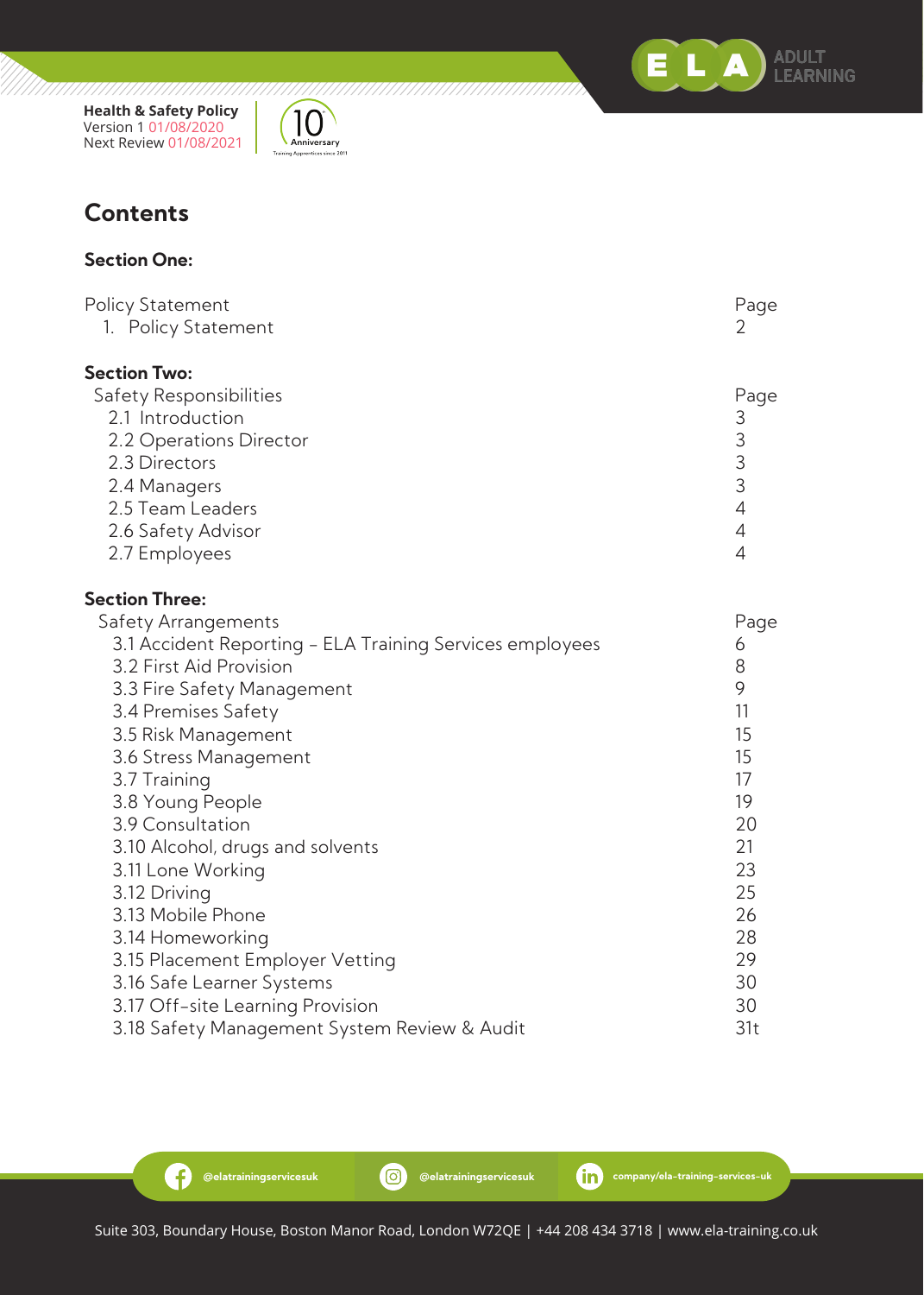Health & Safety Policy
Version 1 01/08/2020
Next Review 01/08/2021

# Contents

## Section One:

| Policy Statement | Page |
|---|---|
| 1. Policy Statement | 2 |

## Section Two:

| Safety Responsibilities | Page |
|---|---|
| 2.1 Introduction | 3 |
| 2.2 Operations Director | 3 |
| 2.3 Directors | 3 |
| 2.4 Managers | 3 |
| 2.5 Team Leaders | 4 |
| 2.6 Safety Advisor | 4 |
| 2.7 Employees | 4 |

## Section Three:

| Safety Arrangements | Page |
|---|---|
| 3.1 Accident Reporting – ELA Training Services employees | 6 |
| 3.2 First Aid Provision | 8 |
| 3.3 Fire Safety Management | 9 |
| 3.4 Premises Safety | 11 |
| 3.5 Risk Management | 15 |
| 3.6 Stress Management | 15 |
| 3.7 Training | 17 |
| 3.8 Young People | 19 |
| 3.9 Consultation | 20 |
| 3.10 Alcohol, drugs and solvents | 21 |
| 3.11 Lone Working | 23 |
| 3.12 Driving | 25 |
| 3.13 Mobile Phone | 26 |
| 3.14 Homeworking | 28 |
| 3.15 Placement Employer Vetting | 29 |
| 3.16 Safe Learner Systems | 30 |
| 3.17 Off-site Learning Provision | 30 |
| 3.18 Safety Management System Review & Audit | 31t |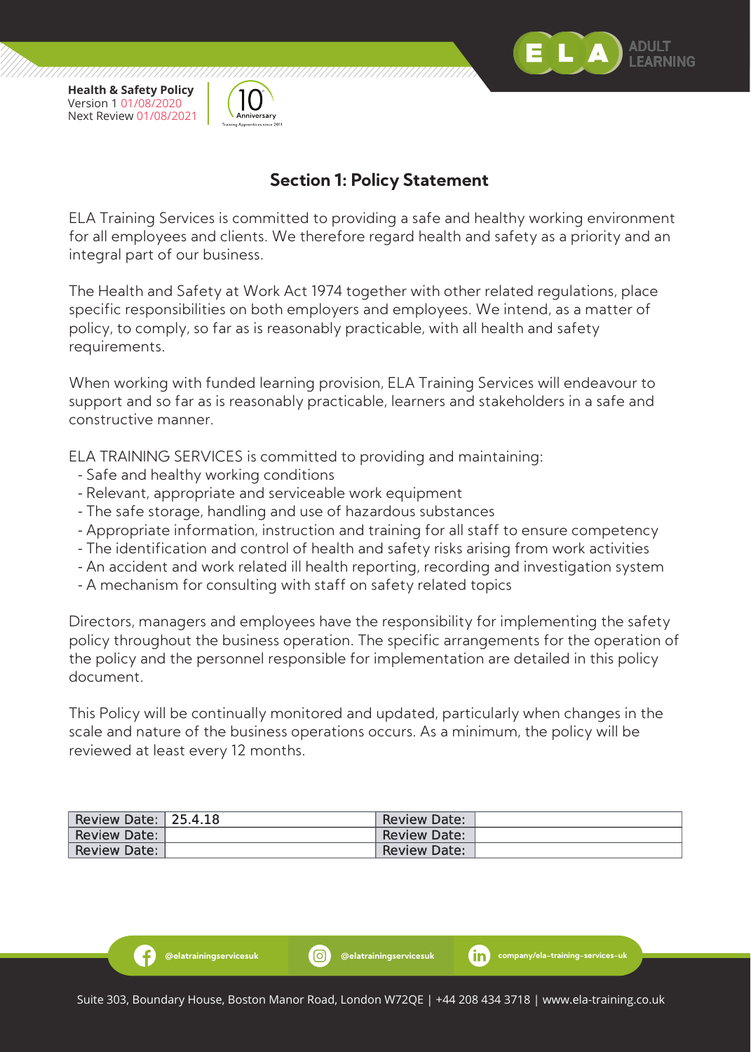## Section 1: Policy Statement

ELA Training Services is committed to providing a safe and healthy working environment for all employees and clients. We therefore regard health and safety as a priority and an integral part of our business.

The Health and Safety at Work Act 1974 together with other related regulations, place specific responsibilities on both employers and employees. We intend, as a matter of policy, to comply, so far as is reasonably practicable, with all health and safety requirements.

When working with funded learning provision, ELA Training Services will endeavour to support and so far as is reasonably practicable, learners and stakeholders in a safe and constructive manner.

ELA TRAINING SERVICES is committed to providing and maintaining:

- Safe and healthy working conditions
- Relevant, appropriate and serviceable work equipment
- The safe storage, handling and use of hazardous substances
- Appropriate information, instruction and training for all staff to ensure competency
- The identification and control of health and safety risks arising from work activities
- An accident and work related ill health reporting, recording and investigation system
- A mechanism for consulting with staff on safety related topics

Directors, managers and employees have the responsibility for implementing the safety policy throughout the business operation. The specific arrangements for the operation of the policy and the personnel responsible for implementation are detailed in this policy document.

This Policy will be continually monitored and updated, particularly when changes in the scale and nature of the business operations occurs. As a minimum, the policy will be reviewed at least every 12 months.

| Review Date: | 25.4.18 | Review Date: | |
|---|---|---|---|
| Review Date: | | Review Date: | |
| Review Date: | | Review Date: | |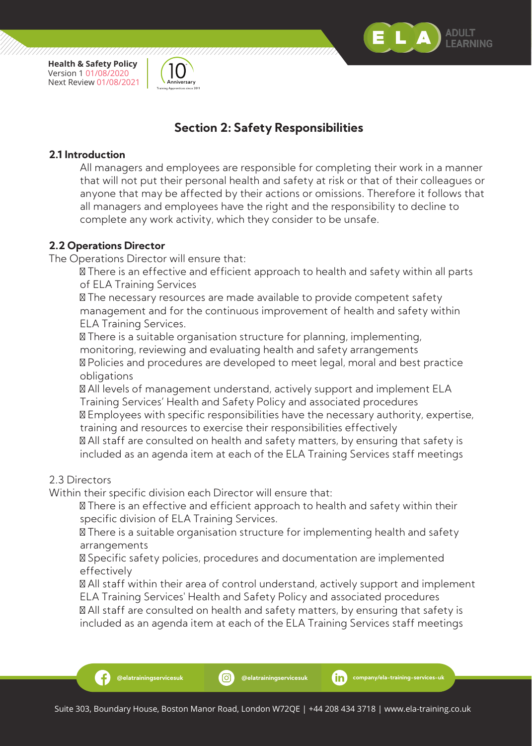## Section 2: Safety Responsibilities

### 2.1 Introduction

All managers and employees are responsible for completing their work in a manner that will not put their personal health and safety at risk or that of their colleagues or anyone that may be affected by their actions or omissions. Therefore it follows that all managers and employees have the right and the responsibility to decline to complete any work activity, which they consider to be unsafe.

### 2.2 Operations Director

The Operations Director will ensure that:

- There is an effective and efficient approach to health and safety within all parts of ELA Training Services
- The necessary resources are made available to provide competent safety management and for the continuous improvement of health and safety within ELA Training Services.
- There is a suitable organisation structure for planning, implementing, monitoring, reviewing and evaluating health and safety arrangements
- Policies and procedures are developed to meet legal, moral and best practice obligations
- All levels of management understand, actively support and implement ELA Training Services' Health and Safety Policy and associated procedures
- Employees with specific responsibilities have the necessary authority, expertise, training and resources to exercise their responsibilities effectively
- All staff are consulted on health and safety matters, by ensuring that safety is included as an agenda item at each of the ELA Training Services staff meetings

2.3 Directors

Within their specific division each Director will ensure that:

- There is an effective and efficient approach to health and safety within their specific division of ELA Training Services.
- There is a suitable organisation structure for implementing health and safety arrangements
- Specific safety policies, procedures and documentation are implemented effectively
- All staff within their area of control understand, actively support and implement ELA Training Services' Health and Safety Policy and associated procedures
- All staff are consulted on health and safety matters, by ensuring that safety is included as an agenda item at each of the ELA Training Services staff meetings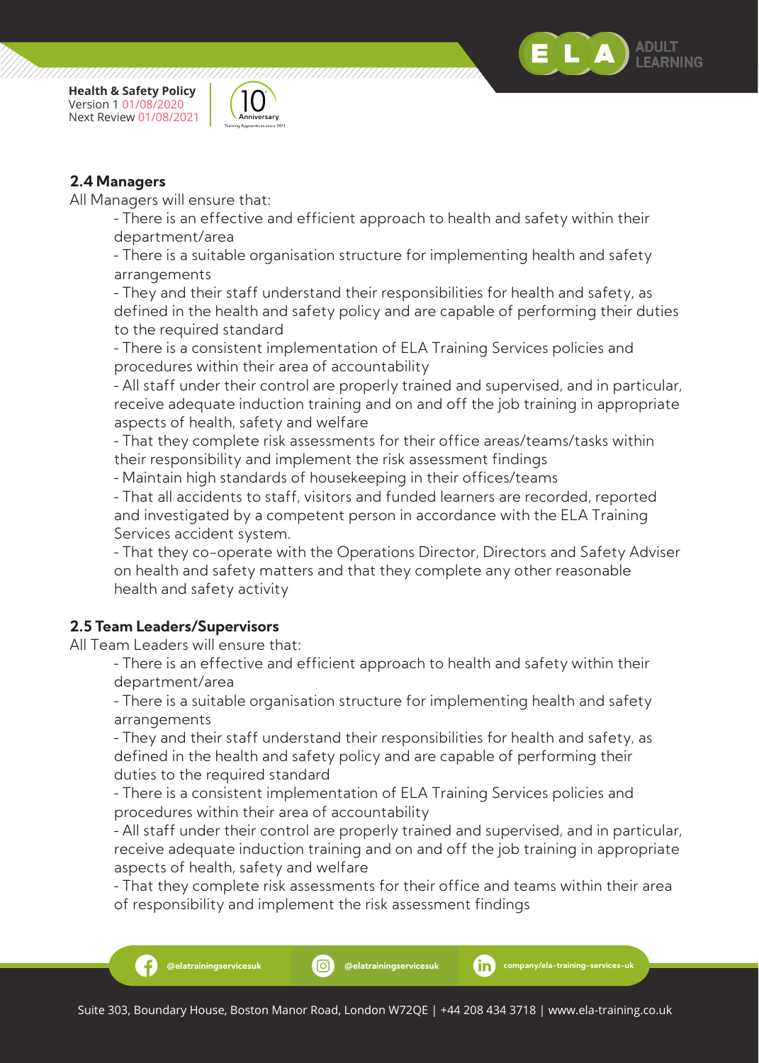### 2.4 Managers

All Managers will ensure that:

- There is an effective and efficient approach to health and safety within their department/area
- There is a suitable organisation structure for implementing health and safety arrangements
- They and their staff understand their responsibilities for health and safety, as defined in the health and safety policy and are capable of performing their duties to the required standard
- There is a consistent implementation of ELA Training Services policies and procedures within their area of accountability
- All staff under their control are properly trained and supervised, and in particular, receive adequate induction training and on and off the job training in appropriate aspects of health, safety and welfare
- That they complete risk assessments for their office areas/teams/tasks within their responsibility and implement the risk assessment findings
- Maintain high standards of housekeeping in their offices/teams
- That all accidents to staff, visitors and funded learners are recorded, reported and investigated by a competent person in accordance with the ELA Training Services accident system.
- That they co-operate with the Operations Director, Directors and Safety Adviser on health and safety matters and that they complete any other reasonable health and safety activity

### 2.5 Team Leaders/Supervisors

All Team Leaders will ensure that:

- There is an effective and efficient approach to health and safety within their department/area
- There is a suitable organisation structure for implementing health and safety arrangements
- They and their staff understand their responsibilities for health and safety, as defined in the health and safety policy and are capable of performing their duties to the required standard
- There is a consistent implementation of ELA Training Services policies and procedures within their area of accountability
- All staff under their control are properly trained and supervised, and in particular, receive adequate induction training and on and off the job training in appropriate aspects of health, safety and welfare
- That they complete risk assessments for their office and teams within their area of responsibility and implement the risk assessment findings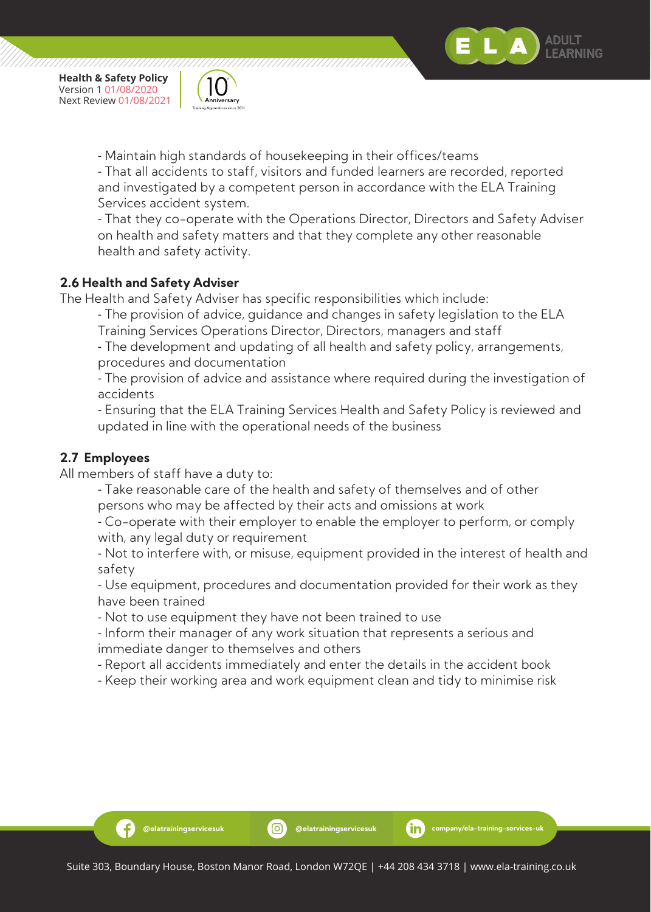- Maintain high standards of housekeeping in their offices/teams
- That all accidents to staff, visitors and funded learners are recorded, reported and investigated by a competent person in accordance with the ELA Training Services accident system.
- That they co-operate with the Operations Director, Directors and Safety Adviser on health and safety matters and that they complete any other reasonable health and safety activity.

### 2.6 Health and Safety Adviser

The Health and Safety Adviser has specific responsibilities which include:

- The provision of advice, guidance and changes in safety legislation to the ELA Training Services Operations Director, Directors, managers and staff
- The development and updating of all health and safety policy, arrangements, procedures and documentation
- The provision of advice and assistance where required during the investigation of accidents
- Ensuring that the ELA Training Services Health and Safety Policy is reviewed and updated in line with the operational needs of the business

### 2.7 Employees

All members of staff have a duty to:

- Take reasonable care of the health and safety of themselves and of other persons who may be affected by their acts and omissions at work
- Co-operate with their employer to enable the employer to perform, or comply with, any legal duty or requirement
- Not to interfere with, or misuse, equipment provided in the interest of health and safety
- Use equipment, procedures and documentation provided for their work as they have been trained
- Not to use equipment they have not been trained to use
- Inform their manager of any work situation that represents a serious and immediate danger to themselves and others
- Report all accidents immediately and enter the details in the accident book
- Keep their working area and work equipment clean and tidy to minimise risk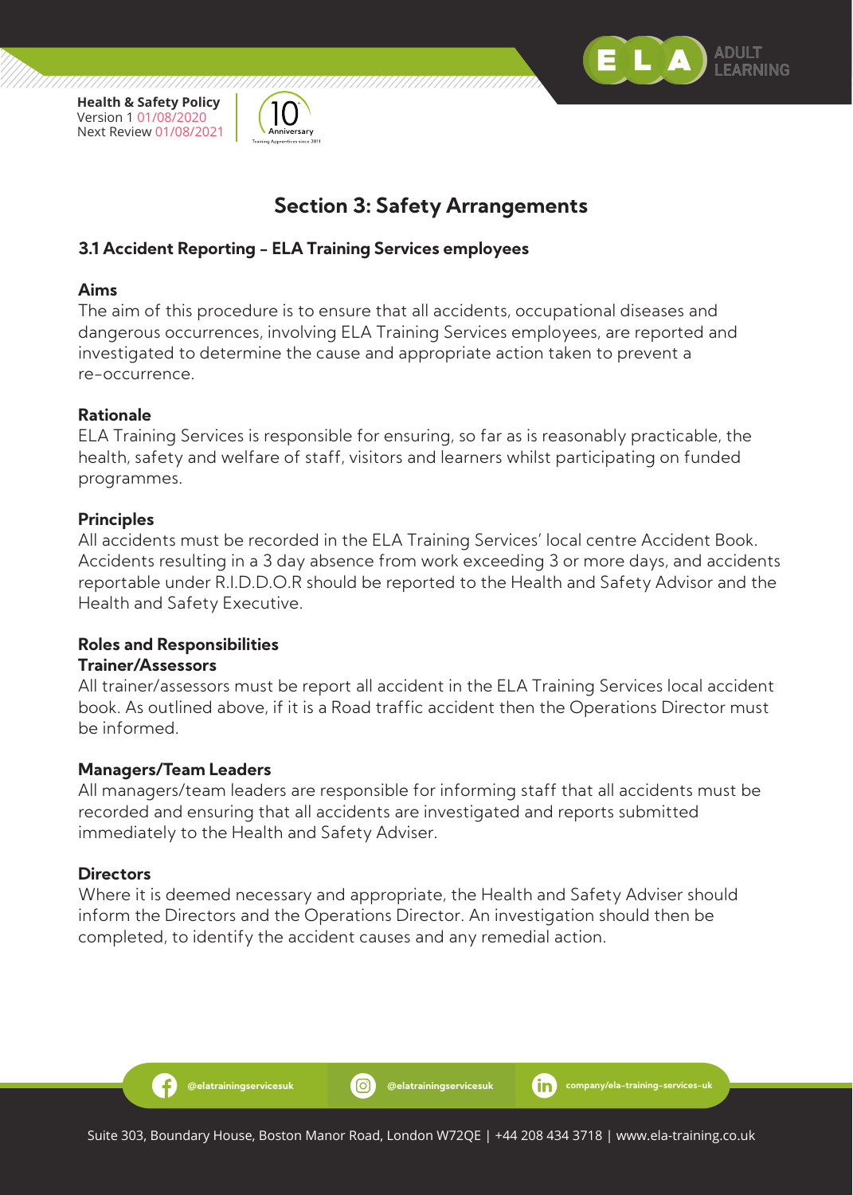## Section 3: Safety Arrangements

### 3.1 Accident Reporting – ELA Training Services employees

**Aims**

The aim of this procedure is to ensure that all accidents, occupational diseases and dangerous occurrences, involving ELA Training Services employees, are reported and investigated to determine the cause and appropriate action taken to prevent a re-occurrence.

**Rationale**

ELA Training Services is responsible for ensuring, so far as is reasonably practicable, the health, safety and welfare of staff, visitors and learners whilst participating on funded programmes.

**Principles**

All accidents must be recorded in the ELA Training Services' local centre Accident Book. Accidents resulting in a 3 day absence from work exceeding 3 or more days, and accidents reportable under R.I.D.D.O.R should be reported to the Health and Safety Advisor and the Health and Safety Executive.

**Roles and Responsibilities**

**Trainer/Assessors**

All trainer/assessors must be report all accident in the ELA Training Services local accident book. As outlined above, if it is a Road traffic accident then the Operations Director must be informed.

**Managers/Team Leaders**

All managers/team leaders are responsible for informing staff that all accidents must be recorded and ensuring that all accidents are investigated and reports submitted immediately to the Health and Safety Adviser.

**Directors**

Where it is deemed necessary and appropriate, the Health and Safety Adviser should inform the Directors and the Operations Director. An investigation should then be completed, to identify the accident causes and any remedial action.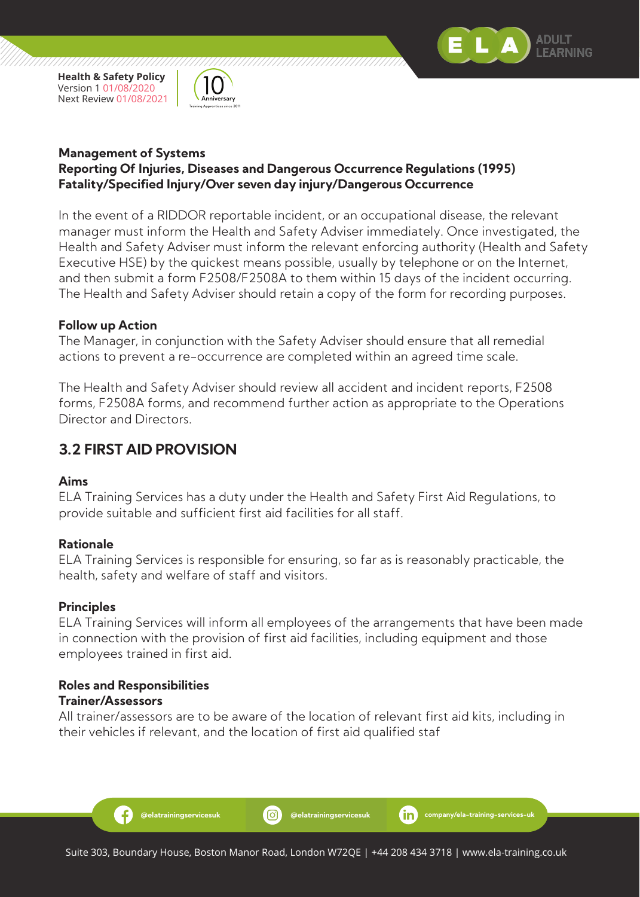**Management of Systems**
**Reporting Of Injuries, Diseases and Dangerous Occurrence Regulations (1995)**
**Fatality/Specified Injury/Over seven day injury/Dangerous Occurrence**

In the event of a RIDDOR reportable incident, or an occupational disease, the relevant manager must inform the Health and Safety Adviser immediately. Once investigated, the Health and Safety Adviser must inform the relevant enforcing authority (Health and Safety Executive HSE) by the quickest means possible, usually by telephone or on the Internet, and then submit a form F2508/F2508A to them within 15 days of the incident occurring. The Health and Safety Adviser should retain a copy of the form for recording purposes.

**Follow up Action**
The Manager, in conjunction with the Safety Adviser should ensure that all remedial actions to prevent a re-occurrence are completed within an agreed time scale.

The Health and Safety Adviser should review all accident and incident reports, F2508 forms, F2508A forms, and recommend further action as appropriate to the Operations Director and Directors.

## 3.2 FIRST AID PROVISION

**Aims**
ELA Training Services has a duty under the Health and Safety First Aid Regulations, to provide suitable and sufficient first aid facilities for all staff.

**Rationale**
ELA Training Services is responsible for ensuring, so far as is reasonably practicable, the health, safety and welfare of staff and visitors.

**Principles**
ELA Training Services will inform all employees of the arrangements that have been made in connection with the provision of first aid facilities, including equipment and those employees trained in first aid.

**Roles and Responsibilities**
**Trainer/Assessors**
All trainer/assessors are to be aware of the location of relevant first aid kits, including in their vehicles if relevant, and the location of first aid qualified staf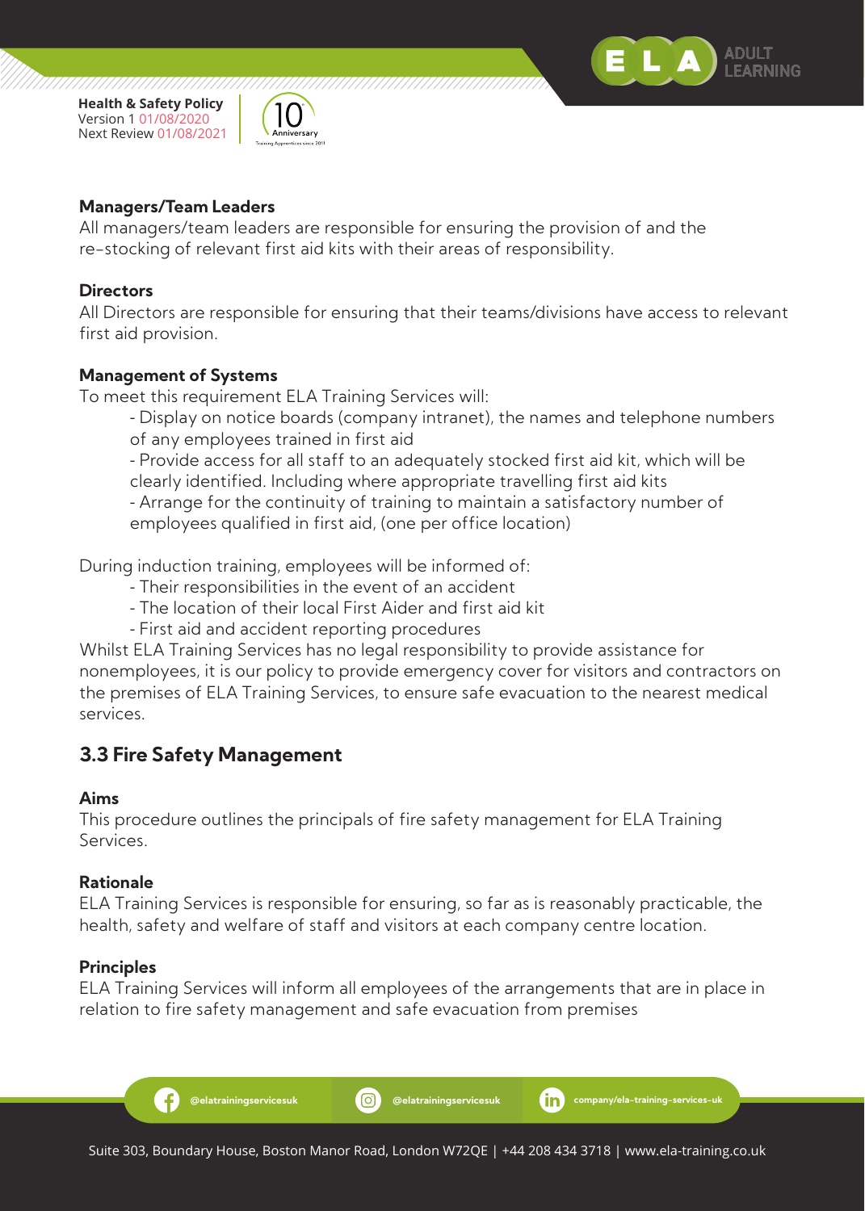**Managers/Team Leaders**
All managers/team leaders are responsible for ensuring the provision of and the re-stocking of relevant first aid kits with their areas of responsibility.

**Directors**
All Directors are responsible for ensuring that their teams/divisions have access to relevant first aid provision.

**Management of Systems**
To meet this requirement ELA Training Services will:

- Display on notice boards (company intranet), the names and telephone numbers of any employees trained in first aid
- Provide access for all staff to an adequately stocked first aid kit, which will be clearly identified. Including where appropriate travelling first aid kits
- Arrange for the continuity of training to maintain a satisfactory number of employees qualified in first aid, (one per office location)

During induction training, employees will be informed of:

- Their responsibilities in the event of an accident
- The location of their local First Aider and first aid kit
- First aid and accident reporting procedures

Whilst ELA Training Services has no legal responsibility to provide assistance for nonemployees, it is our policy to provide emergency cover for visitors and contractors on the premises of ELA Training Services, to ensure safe evacuation to the nearest medical services.

## 3.3 Fire Safety Management

**Aims**
This procedure outlines the principals of fire safety management for ELA Training Services.

**Rationale**
ELA Training Services is responsible for ensuring, so far as is reasonably practicable, the health, safety and welfare of staff and visitors at each company centre location.

**Principles**
ELA Training Services will inform all employees of the arrangements that are in place in relation to fire safety management and safe evacuation from premises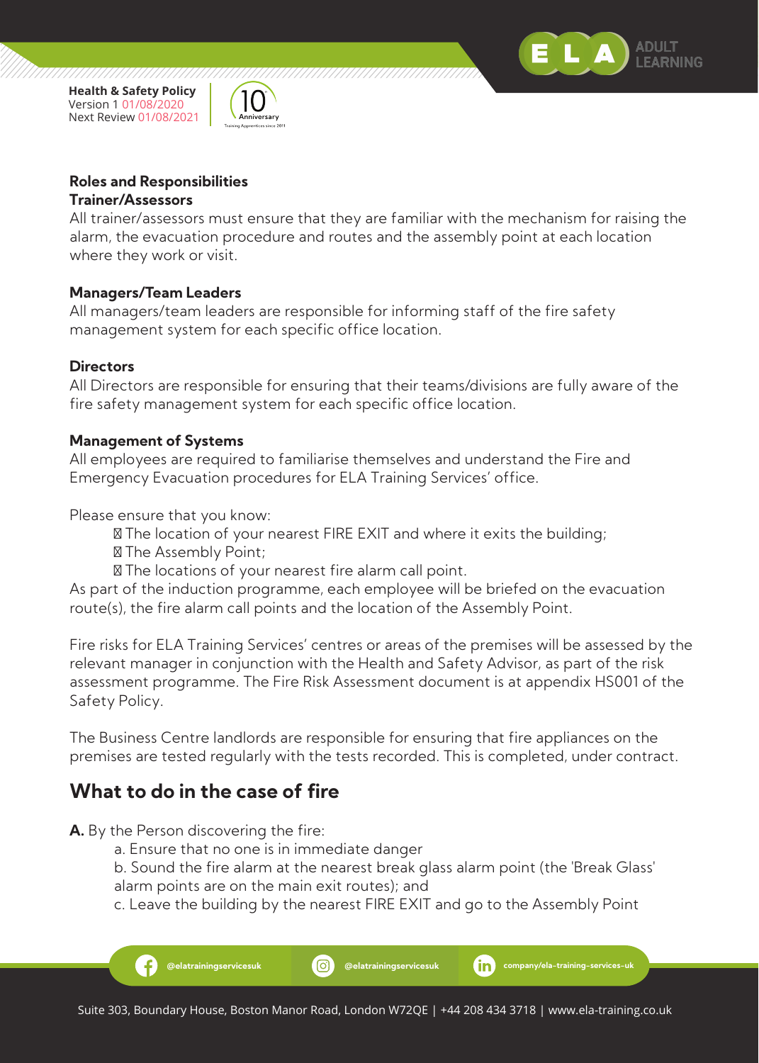## Roles and Responsibilities

### Trainer/Assessors

All trainer/assessors must ensure that they are familiar with the mechanism for raising the alarm, the evacuation procedure and routes and the assembly point at each location where they work or visit.

### Managers/Team Leaders

All managers/team leaders are responsible for informing staff of the fire safety management system for each specific office location.

### Directors

All Directors are responsible for ensuring that their teams/divisions are fully aware of the fire safety management system for each specific office location.

### Management of Systems

All employees are required to familiarise themselves and understand the Fire and Emergency Evacuation procedures for ELA Training Services' office.

Please ensure that you know:

- The location of your nearest FIRE EXIT and where it exits the building;
- The Assembly Point;
- The locations of your nearest fire alarm call point.

As part of the induction programme, each employee will be briefed on the evacuation route(s), the fire alarm call points and the location of the Assembly Point.

Fire risks for ELA Training Services' centres or areas of the premises will be assessed by the relevant manager in conjunction with the Health and Safety Advisor, as part of the risk assessment programme. The Fire Risk Assessment document is at appendix HS001 of the Safety Policy.

The Business Centre landlords are responsible for ensuring that fire appliances on the premises are tested regularly with the tests recorded. This is completed, under contract.

## What to do in the case of fire

**A.** By the Person discovering the fire:

a. Ensure that no one is in immediate danger
b. Sound the fire alarm at the nearest break glass alarm point (the 'Break Glass' alarm points are on the main exit routes); and
c. Leave the building by the nearest FIRE EXIT and go to the Assembly Point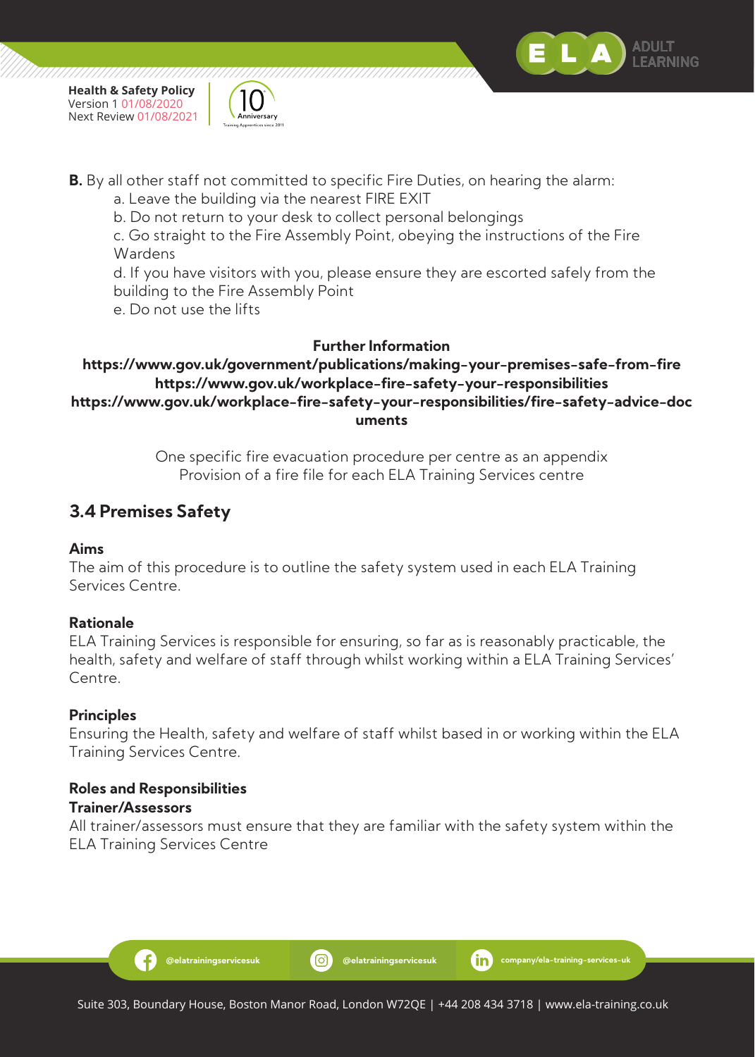**B.** By all other staff not committed to specific Fire Duties, on hearing the alarm:

a. Leave the building via the nearest FIRE EXIT
b. Do not return to your desk to collect personal belongings
c. Go straight to the Fire Assembly Point, obeying the instructions of the Fire Wardens
d. If you have visitors with you, please ensure they are escorted safely from the building to the Fire Assembly Point
e. Do not use the lifts

**Further Information**
**https://www.gov.uk/government/publications/making-your-premises-safe-from-fire**
**https://www.gov.uk/workplace-fire-safety-your-responsibilities**
**https://www.gov.uk/workplace-fire-safety-your-responsibilities/fire-safety-advice-documents**

One specific fire evacuation procedure per centre as an appendix
Provision of a fire file for each ELA Training Services centre

## 3.4 Premises Safety

**Aims**
The aim of this procedure is to outline the safety system used in each ELA Training Services Centre.

**Rationale**
ELA Training Services is responsible for ensuring, so far as is reasonably practicable, the health, safety and welfare of staff through whilst working within a ELA Training Services' Centre.

**Principles**
Ensuring the Health, safety and welfare of staff whilst based in or working within the ELA Training Services Centre.

**Roles and Responsibilities**
**Trainer/Assessors**
All trainer/assessors must ensure that they are familiar with the safety system within the ELA Training Services Centre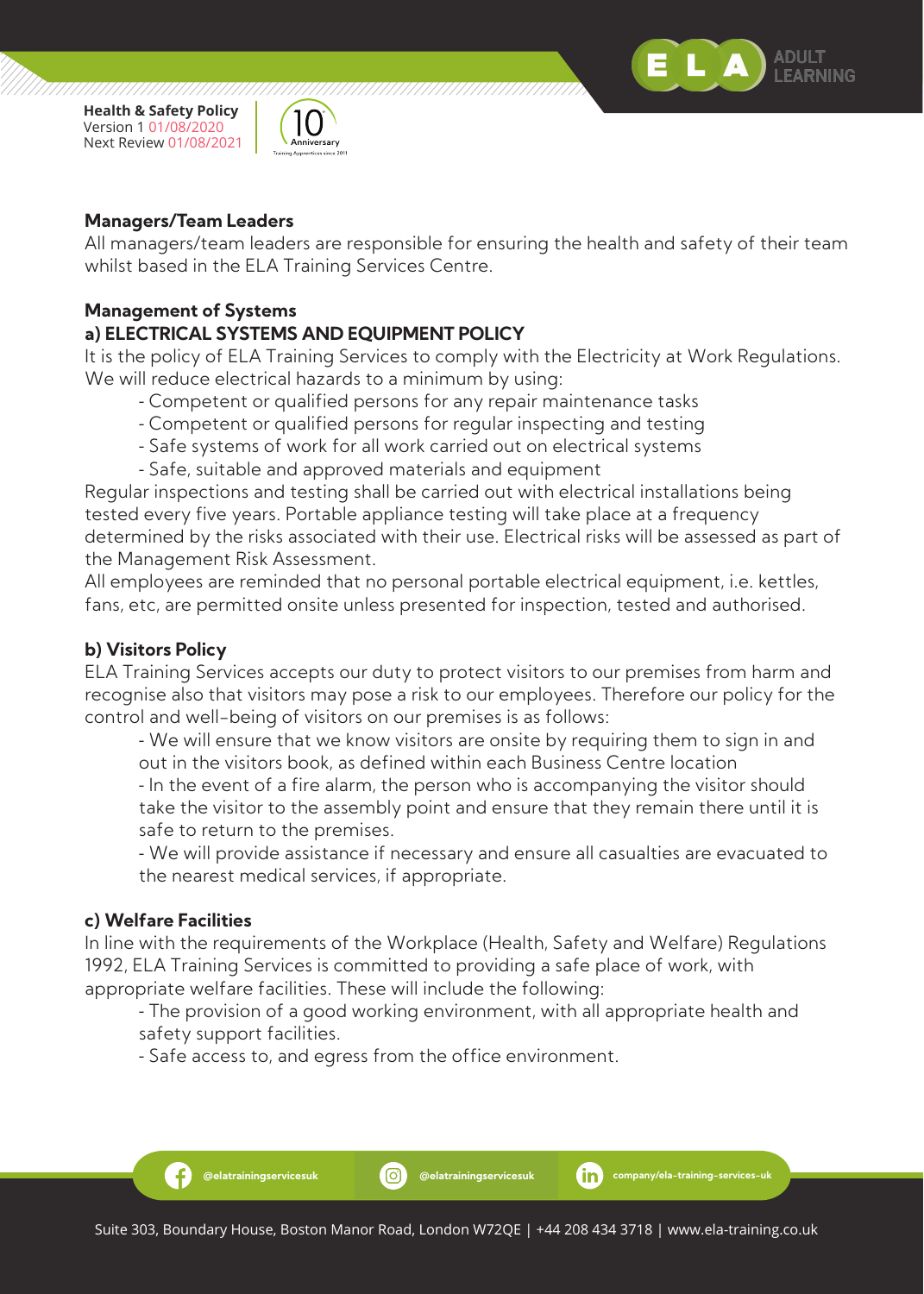## Managers/Team Leaders

All managers/team leaders are responsible for ensuring the health and safety of their team whilst based in the ELA Training Services Centre.

## Management of Systems

### a) ELECTRICAL SYSTEMS AND EQUIPMENT POLICY

It is the policy of ELA Training Services to comply with the Electricity at Work Regulations. We will reduce electrical hazards to a minimum by using:

- Competent or qualified persons for any repair maintenance tasks
- Competent or qualified persons for regular inspecting and testing
- Safe systems of work for all work carried out on electrical systems
- Safe, suitable and approved materials and equipment

Regular inspections and testing shall be carried out with electrical installations being tested every five years. Portable appliance testing will take place at a frequency determined by the risks associated with their use. Electrical risks will be assessed as part of the Management Risk Assessment.

All employees are reminded that no personal portable electrical equipment, i.e. kettles, fans, etc, are permitted onsite unless presented for inspection, tested and authorised.

### b) Visitors Policy

ELA Training Services accepts our duty to protect visitors to our premises from harm and recognise also that visitors may pose a risk to our employees. Therefore our policy for the control and well-being of visitors on our premises is as follows:

- We will ensure that we know visitors are onsite by requiring them to sign in and out in the visitors book, as defined within each Business Centre location
- In the event of a fire alarm, the person who is accompanying the visitor should take the visitor to the assembly point and ensure that they remain there until it is safe to return to the premises.
- We will provide assistance if necessary and ensure all casualties are evacuated to the nearest medical services, if appropriate.

### c) Welfare Facilities

In line with the requirements of the Workplace (Health, Safety and Welfare) Regulations 1992, ELA Training Services is committed to providing a safe place of work, with appropriate welfare facilities. These will include the following:

- The provision of a good working environment, with all appropriate health and safety support facilities.
- Safe access to, and egress from the office environment.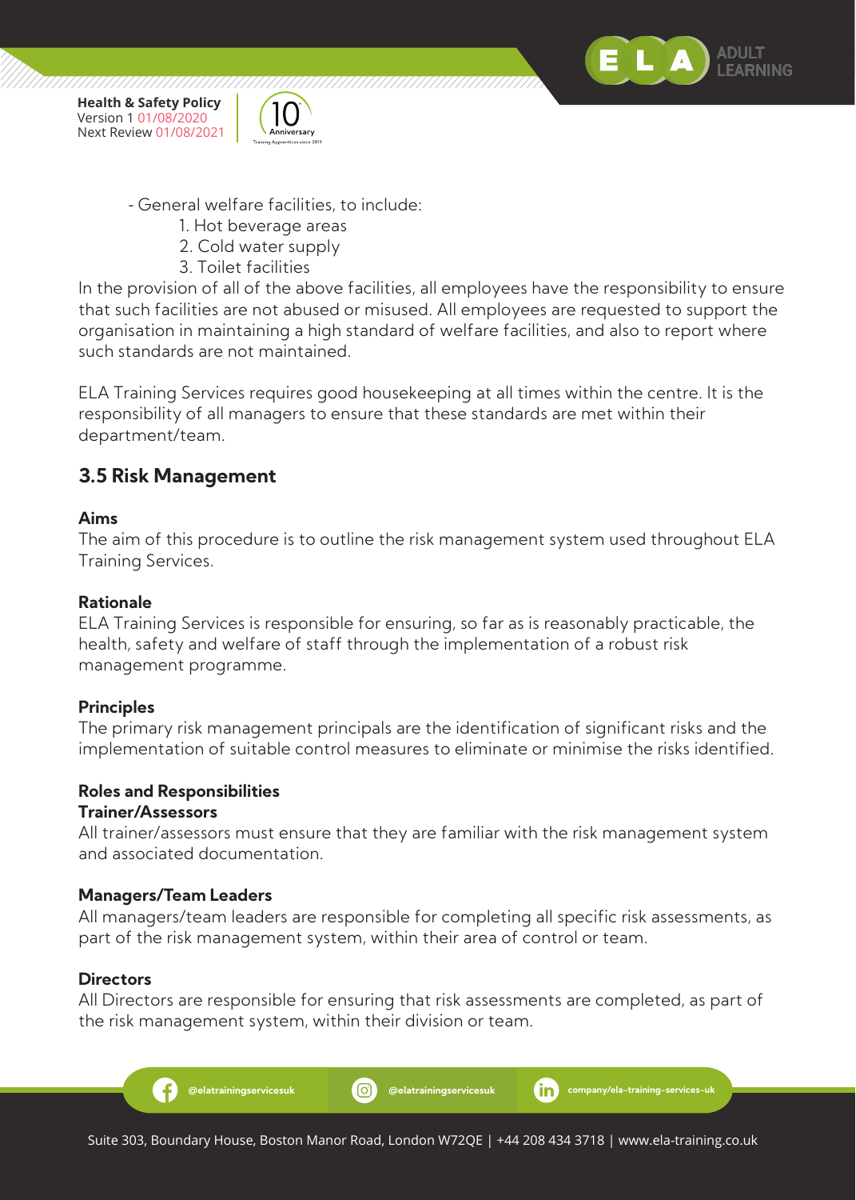- General welfare facilities, to include:
    1. Hot beverage areas
    2. Cold water supply
    3. Toilet facilities

In the provision of all of the above facilities, all employees have the responsibility to ensure that such facilities are not abused or misused. All employees are requested to support the organisation in maintaining a high standard of welfare facilities, and also to report where such standards are not maintained.

ELA Training Services requires good housekeeping at all times within the centre. It is the responsibility of all managers to ensure that these standards are met within their department/team.

## 3.5 Risk Management

**Aims**

The aim of this procedure is to outline the risk management system used throughout ELA Training Services.

**Rationale**

ELA Training Services is responsible for ensuring, so far as is reasonably practicable, the health, safety and welfare of staff through the implementation of a robust risk management programme.

**Principles**

The primary risk management principals are the identification of significant risks and the implementation of suitable control measures to eliminate or minimise the risks identified.

**Roles and Responsibilities**

**Trainer/Assessors**

All trainer/assessors must ensure that they are familiar with the risk management system and associated documentation.

**Managers/Team Leaders**

All managers/team leaders are responsible for completing all specific risk assessments, as part of the risk management system, within their area of control or team.

**Directors**

All Directors are responsible for ensuring that risk assessments are completed, as part of the risk management system, within their division or team.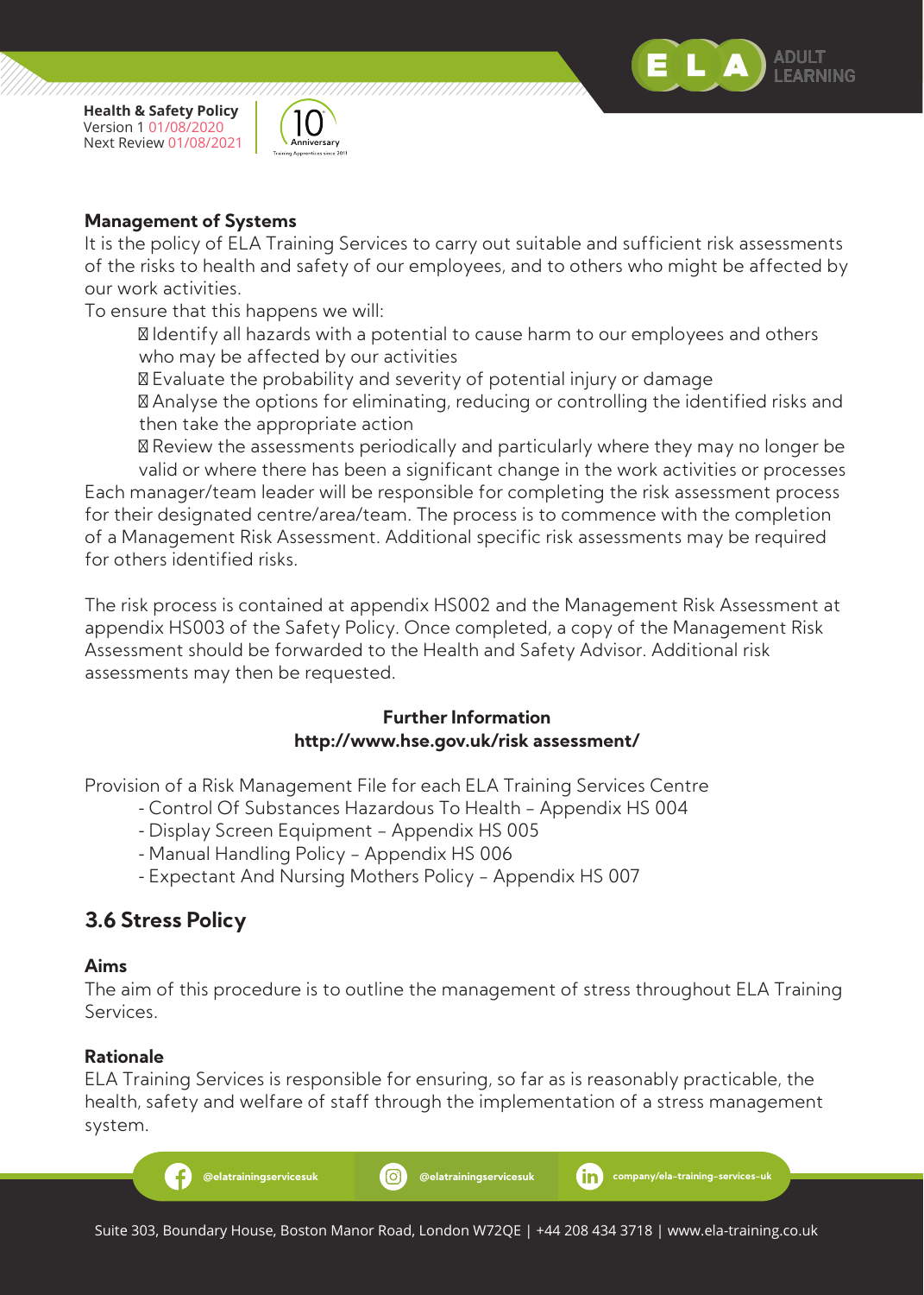### Management of Systems

It is the policy of ELA Training Services to carry out suitable and sufficient risk assessments of the risks to health and safety of our employees, and to others who might be affected by our work activities.

To ensure that this happens we will:

- Identify all hazards with a potential to cause harm to our employees and others who may be affected by our activities
- Evaluate the probability and severity of potential injury or damage
- Analyse the options for eliminating, reducing or controlling the identified risks and then take the appropriate action
- Review the assessments periodically and particularly where they may no longer be valid or where there has been a significant change in the work activities or processes

Each manager/team leader will be responsible for completing the risk assessment process for their designated centre/area/team. The process is to commence with the completion of a Management Risk Assessment. Additional specific risk assessments may be required for others identified risks.

The risk process is contained at appendix HS002 and the Management Risk Assessment at appendix HS003 of the Safety Policy. Once completed, a copy of the Management Risk Assessment should be forwarded to the Health and Safety Advisor. Additional risk assessments may then be requested.

**Further Information**
**http://www.hse.gov.uk/risk assessment/**

Provision of a Risk Management File for each ELA Training Services Centre

- Control Of Substances Hazardous To Health – Appendix HS 004
- Display Screen Equipment – Appendix HS 005
- Manual Handling Policy – Appendix HS 006
- Expectant And Nursing Mothers Policy – Appendix HS 007

## 3.6 Stress Policy

### Aims

The aim of this procedure is to outline the management of stress throughout ELA Training Services.

### Rationale

ELA Training Services is responsible for ensuring, so far as is reasonably practicable, the health, safety and welfare of staff through the implementation of a stress management system.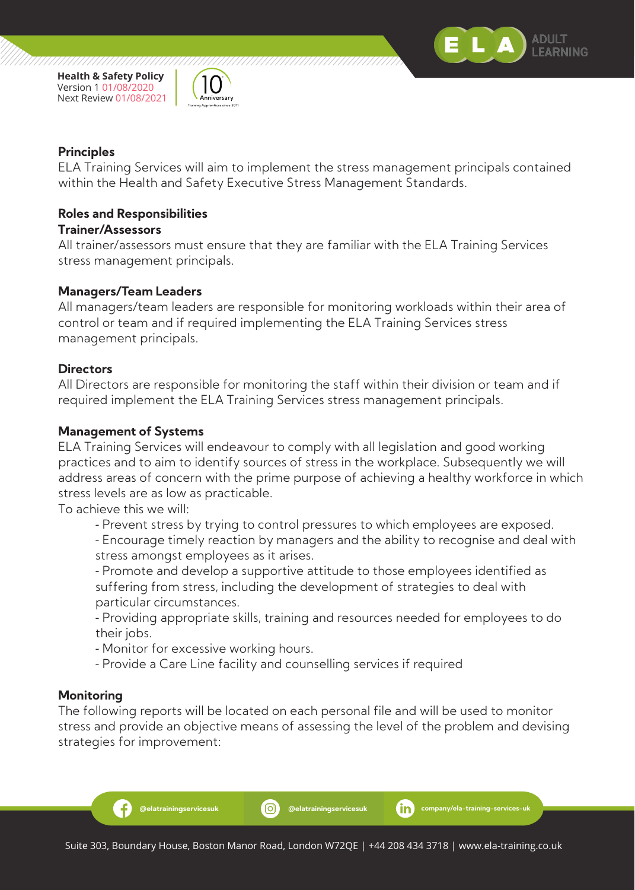### Principles

ELA Training Services will aim to implement the stress management principals contained within the Health and Safety Executive Stress Management Standards.

### Roles and Responsibilities

#### Trainer/Assessors

All trainer/assessors must ensure that they are familiar with the ELA Training Services stress management principals.

#### Managers/Team Leaders

All managers/team leaders are responsible for monitoring workloads within their area of control or team and if required implementing the ELA Training Services stress management principals.

#### Directors

All Directors are responsible for monitoring the staff within their division or team and if required implement the ELA Training Services stress management principals.

### Management of Systems

ELA Training Services will endeavour to comply with all legislation and good working practices and to aim to identify sources of stress in the workplace. Subsequently we will address areas of concern with the prime purpose of achieving a healthy workforce in which stress levels are as low as practicable.

To achieve this we will:

- Prevent stress by trying to control pressures to which employees are exposed.
- Encourage timely reaction by managers and the ability to recognise and deal with stress amongst employees as it arises.
- Promote and develop a supportive attitude to those employees identified as suffering from stress, including the development of strategies to deal with particular circumstances.
- Providing appropriate skills, training and resources needed for employees to do their jobs.
- Monitor for excessive working hours.
- Provide a Care Line facility and counselling services if required

### Monitoring

The following reports will be located on each personal file and will be used to monitor stress and provide an objective means of assessing the level of the problem and devising strategies for improvement: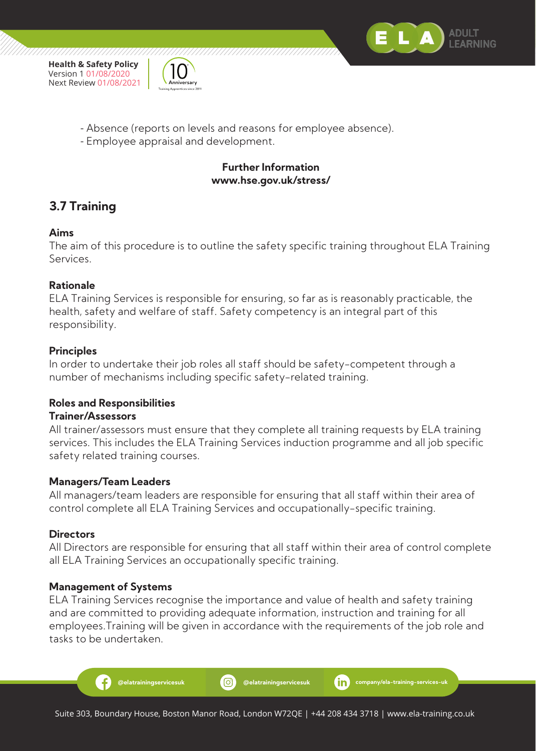- Absence (reports on levels and reasons for employee absence).
- Employee appraisal and development.

**Further Information**
**www.hse.gov.uk/stress/**

## 3.7 Training

### Aims

The aim of this procedure is to outline the safety specific training throughout ELA Training Services.

### Rationale

ELA Training Services is responsible for ensuring, so far as is reasonably practicable, the health, safety and welfare of staff. Safety competency is an integral part of this responsibility.

### Principles

In order to undertake their job roles all staff should be safety-competent through a number of mechanisms including specific safety-related training.

### Roles and Responsibilities

**Trainer/Assessors**

All trainer/assessors must ensure that they complete all training requests by ELA training services. This includes the ELA Training Services induction programme and all job specific safety related training courses.

**Managers/Team Leaders**

All managers/team leaders are responsible for ensuring that all staff within their area of control complete all ELA Training Services and occupationally-specific training.

**Directors**

All Directors are responsible for ensuring that all staff within their area of control complete all ELA Training Services an occupationally specific training.

### Management of Systems

ELA Training Services recognise the importance and value of health and safety training and are committed to providing adequate information, instruction and training for all employees.Training will be given in accordance with the requirements of the job role and tasks to be undertaken.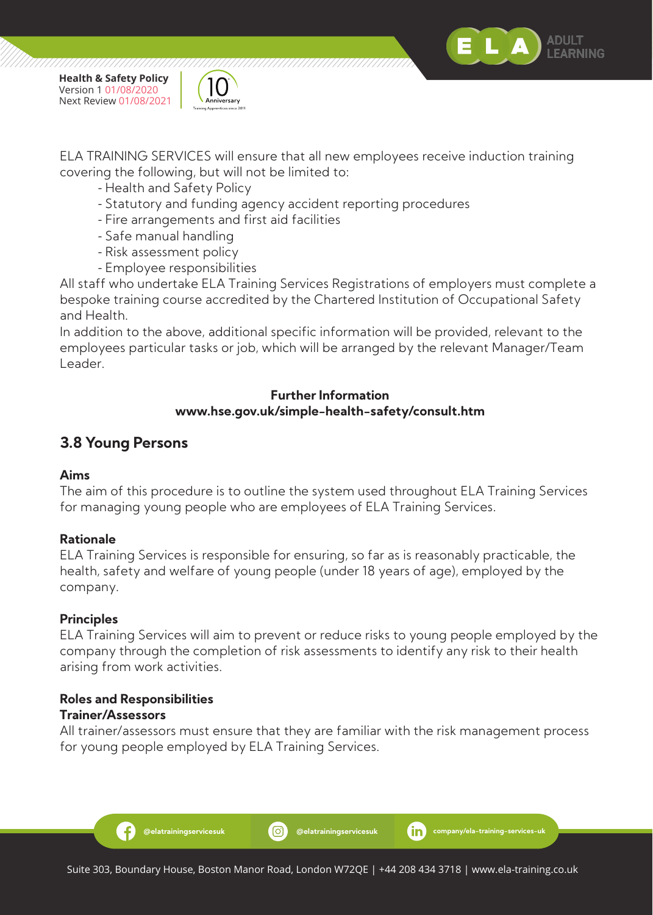ELA TRAINING SERVICES will ensure that all new employees receive induction training covering the following, but will not be limited to:

- Health and Safety Policy
- Statutory and funding agency accident reporting procedures
- Fire arrangements and first aid facilities
- Safe manual handling
- Risk assessment policy
- Employee responsibilities

All staff who undertake ELA Training Services Registrations of employers must complete a bespoke training course accredited by the Chartered Institution of Occupational Safety and Health.

In addition to the above, additional specific information will be provided, relevant to the employees particular tasks or job, which will be arranged by the relevant Manager/Team Leader.

**Further Information**
**www.hse.gov.uk/simple-health-safety/consult.htm**

## 3.8 Young Persons

**Aims**

The aim of this procedure is to outline the system used throughout ELA Training Services for managing young people who are employees of ELA Training Services.

**Rationale**

ELA Training Services is responsible for ensuring, so far as is reasonably practicable, the health, safety and welfare of young people (under 18 years of age), employed by the company.

**Principles**

ELA Training Services will aim to prevent or reduce risks to young people employed by the company through the completion of risk assessments to identify any risk to their health arising from work activities.

**Roles and Responsibilities**

**Trainer/Assessors**

All trainer/assessors must ensure that they are familiar with the risk management process for young people employed by ELA Training Services.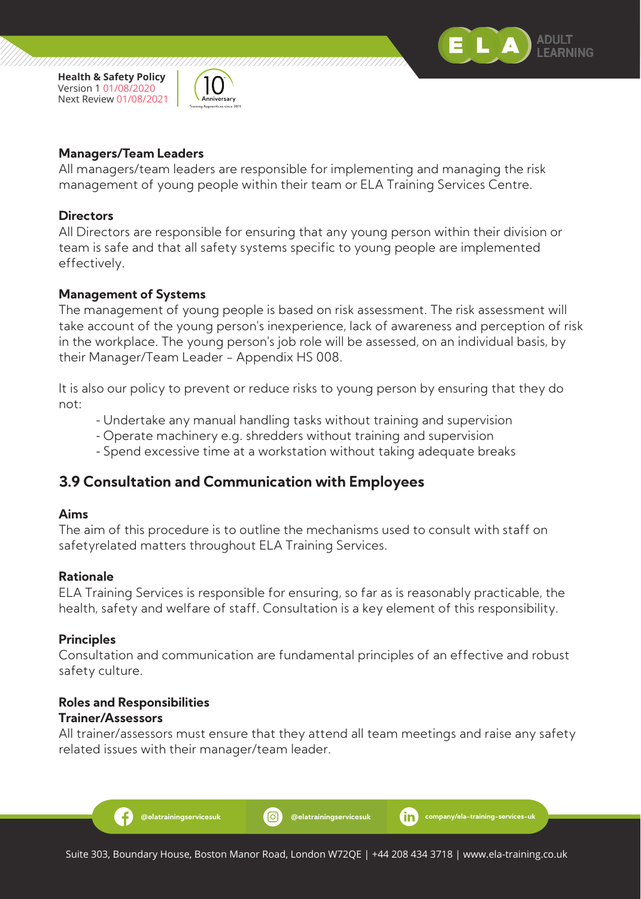**Managers/Team Leaders**
All managers/team leaders are responsible for implementing and managing the risk management of young people within their team or ELA Training Services Centre.

**Directors**
All Directors are responsible for ensuring that any young person within their division or team is safe and that all safety systems specific to young people are implemented effectively.

**Management of Systems**
The management of young people is based on risk assessment. The risk assessment will take account of the young person's inexperience, lack of awareness and perception of risk in the workplace. The young person's job role will be assessed, on an individual basis, by their Manager/Team Leader – Appendix HS 008.

It is also our policy to prevent or reduce risks to young person by ensuring that they do not:

- Undertake any manual handling tasks without training and supervision
- Operate machinery e.g. shredders without training and supervision
- Spend excessive time at a workstation without taking adequate breaks

## 3.9 Consultation and Communication with Employees

**Aims**
The aim of this procedure is to outline the mechanisms used to consult with staff on safetyrelated matters throughout ELA Training Services.

**Rationale**
ELA Training Services is responsible for ensuring, so far as is reasonably practicable, the health, safety and welfare of staff. Consultation is a key element of this responsibility.

**Principles**
Consultation and communication are fundamental principles of an effective and robust safety culture.

**Roles and Responsibilities**
**Trainer/Assessors**
All trainer/assessors must ensure that they attend all team meetings and raise any safety related issues with their manager/team leader.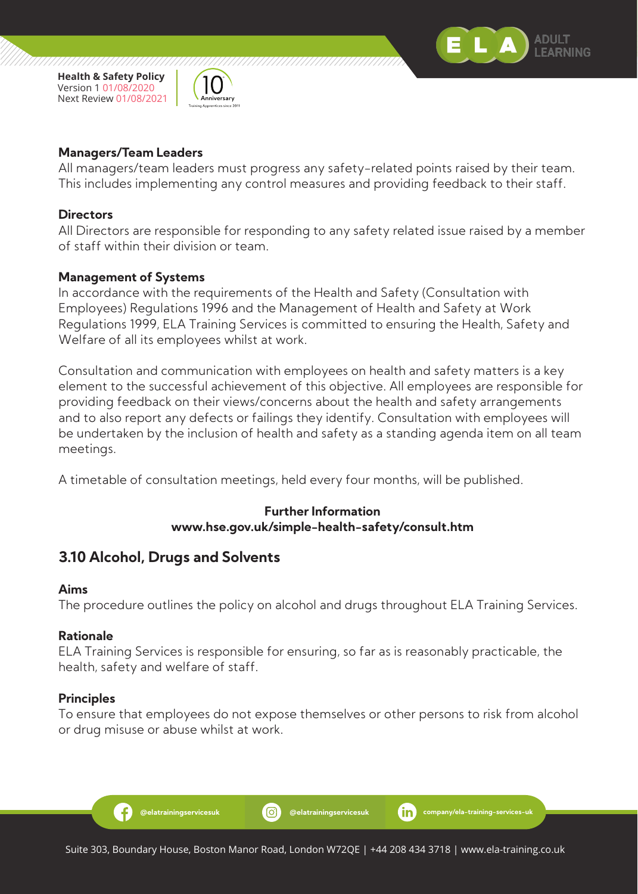### Managers/Team Leaders

All managers/team leaders must progress any safety-related points raised by their team. This includes implementing any control measures and providing feedback to their staff.

### Directors

All Directors are responsible for responding to any safety related issue raised by a member of staff within their division or team.

### Management of Systems

In accordance with the requirements of the Health and Safety (Consultation with Employees) Regulations 1996 and the Management of Health and Safety at Work Regulations 1999, ELA Training Services is committed to ensuring the Health, Safety and Welfare of all its employees whilst at work.

Consultation and communication with employees on health and safety matters is a key element to the successful achievement of this objective. All employees are responsible for providing feedback on their views/concerns about the health and safety arrangements and to also report any defects or failings they identify. Consultation with employees will be undertaken by the inclusion of health and safety as a standing agenda item on all team meetings.

A timetable of consultation meetings, held every four months, will be published.

**Further Information**
**www.hse.gov.uk/simple-health-safety/consult.htm**

## 3.10 Alcohol, Drugs and Solvents

### Aims

The procedure outlines the policy on alcohol and drugs throughout ELA Training Services.

### Rationale

ELA Training Services is responsible for ensuring, so far as is reasonably practicable, the health, safety and welfare of staff.

### Principles

To ensure that employees do not expose themselves or other persons to risk from alcohol or drug misuse or abuse whilst at work.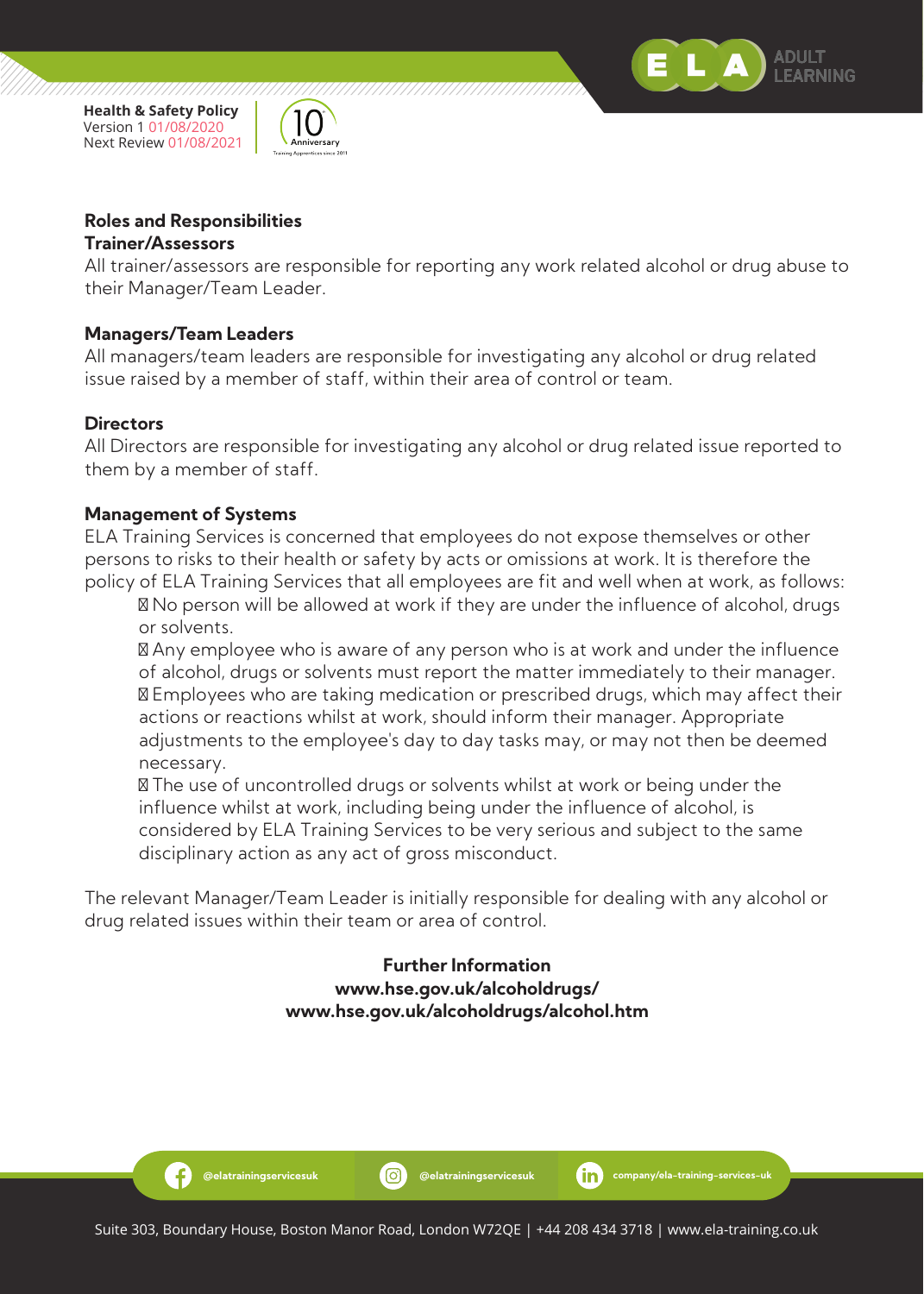## Roles and Responsibilities

### Trainer/Assessors

All trainer/assessors are responsible for reporting any work related alcohol or drug abuse to their Manager/Team Leader.

### Managers/Team Leaders

All managers/team leaders are responsible for investigating any alcohol or drug related issue raised by a member of staff, within their area of control or team.

### Directors

All Directors are responsible for investigating any alcohol or drug related issue reported to them by a member of staff.

### Management of Systems

ELA Training Services is concerned that employees do not expose themselves or other persons to risks to their health or safety by acts or omissions at work. It is therefore the policy of ELA Training Services that all employees are fit and well when at work, as follows:

- No person will be allowed at work if they are under the influence of alcohol, drugs or solvents.
- Any employee who is aware of any person who is at work and under the influence of alcohol, drugs or solvents must report the matter immediately to their manager.
- Employees who are taking medication or prescribed drugs, which may affect their actions or reactions whilst at work, should inform their manager. Appropriate adjustments to the employee's day to day tasks may, or may not then be deemed necessary.
- The use of uncontrolled drugs or solvents whilst at work or being under the influence whilst at work, including being under the influence of alcohol, is considered by ELA Training Services to be very serious and subject to the same disciplinary action as any act of gross misconduct.

The relevant Manager/Team Leader is initially responsible for dealing with any alcohol or drug related issues within their team or area of control.

**Further Information**
**www.hse.gov.uk/alcoholdrugs/**
**www.hse.gov.uk/alcoholdrugs/alcohol.htm**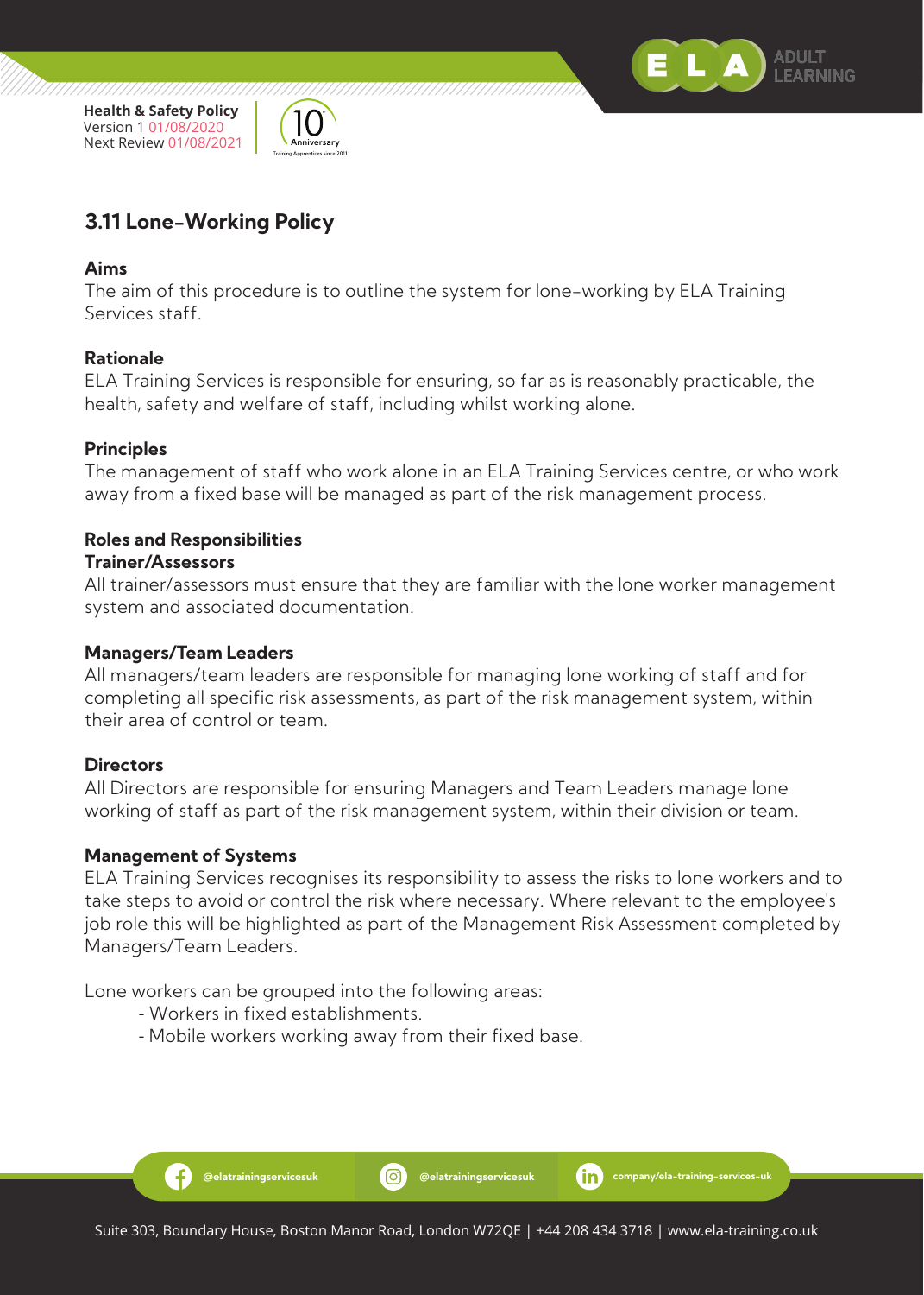## 3.11 Lone-Working Policy

### Aims

The aim of this procedure is to outline the system for lone-working by ELA Training Services staff.

### Rationale

ELA Training Services is responsible for ensuring, so far as is reasonably practicable, the health, safety and welfare of staff, including whilst working alone.

### Principles

The management of staff who work alone in an ELA Training Services centre, or who work away from a fixed base will be managed as part of the risk management process.

### Roles and Responsibilities

#### Trainer/Assessors

All trainer/assessors must ensure that they are familiar with the lone worker management system and associated documentation.

#### Managers/Team Leaders

All managers/team leaders are responsible for managing lone working of staff and for completing all specific risk assessments, as part of the risk management system, within their area of control or team.

#### Directors

All Directors are responsible for ensuring Managers and Team Leaders manage lone working of staff as part of the risk management system, within their division or team.

### Management of Systems

ELA Training Services recognises its responsibility to assess the risks to lone workers and to take steps to avoid or control the risk where necessary. Where relevant to the employee's job role this will be highlighted as part of the Management Risk Assessment completed by Managers/Team Leaders.

Lone workers can be grouped into the following areas:

- Workers in fixed establishments.
- Mobile workers working away from their fixed base.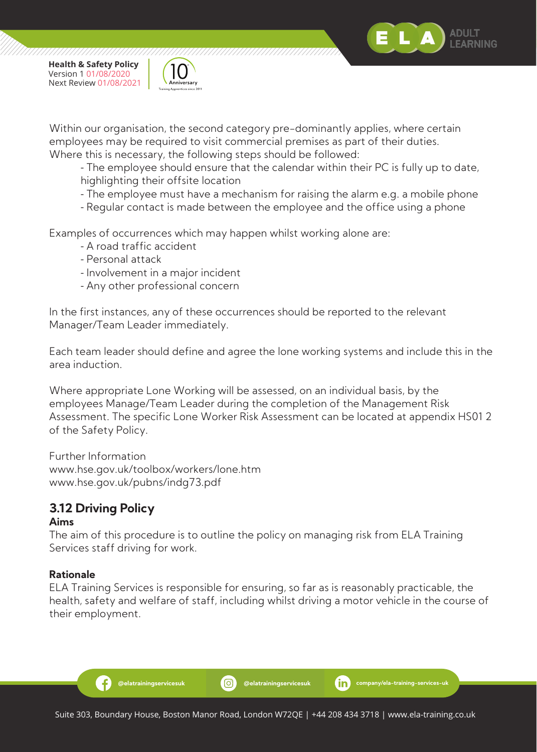Within our organisation, the second category pre-dominantly applies, where certain employees may be required to visit commercial premises as part of their duties. Where this is necessary, the following steps should be followed:

- The employee should ensure that the calendar within their PC is fully up to date, highlighting their offsite location
- The employee must have a mechanism for raising the alarm e.g. a mobile phone
- Regular contact is made between the employee and the office using a phone

Examples of occurrences which may happen whilst working alone are:

- A road traffic accident
- Personal attack
- Involvement in a major incident
- Any other professional concern

In the first instances, any of these occurrences should be reported to the relevant Manager/Team Leader immediately.

Each team leader should define and agree the lone working systems and include this in the area induction.

Where appropriate Lone Working will be assessed, on an individual basis, by the employees Manage/Team Leader during the completion of the Management Risk Assessment. The specific Lone Worker Risk Assessment can be located at appendix HS01 2 of the Safety Policy.

Further Information
www.hse.gov.uk/toolbox/workers/lone.htm
www.hse.gov.uk/pubns/indg73.pdf

## 3.12 Driving Policy

**Aims**

The aim of this procedure is to outline the policy on managing risk from ELA Training Services staff driving for work.

**Rationale**

ELA Training Services is responsible for ensuring, so far as is reasonably practicable, the health, safety and welfare of staff, including whilst driving a motor vehicle in the course of their employment.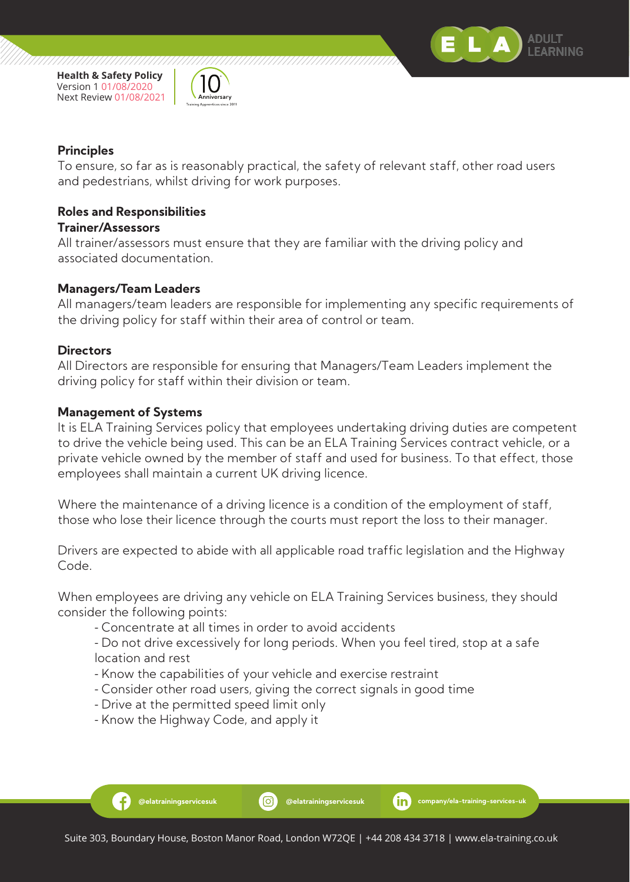## Principles

To ensure, so far as is reasonably practical, the safety of relevant staff, other road users and pedestrians, whilst driving for work purposes.

## Roles and Responsibilities

### Trainer/Assessors

All trainer/assessors must ensure that they are familiar with the driving policy and associated documentation.

### Managers/Team Leaders

All managers/team leaders are responsible for implementing any specific requirements of the driving policy for staff within their area of control or team.

### Directors

All Directors are responsible for ensuring that Managers/Team Leaders implement the driving policy for staff within their division or team.

## Management of Systems

It is ELA Training Services policy that employees undertaking driving duties are competent to drive the vehicle being used. This can be an ELA Training Services contract vehicle, or a private vehicle owned by the member of staff and used for business. To that effect, those employees shall maintain a current UK driving licence.

Where the maintenance of a driving licence is a condition of the employment of staff, those who lose their licence through the courts must report the loss to their manager.

Drivers are expected to abide with all applicable road traffic legislation and the Highway Code.

When employees are driving any vehicle on ELA Training Services business, they should consider the following points:

- Concentrate at all times in order to avoid accidents
- Do not drive excessively for long periods. When you feel tired, stop at a safe location and rest
- Know the capabilities of your vehicle and exercise restraint
- Consider other road users, giving the correct signals in good time
- Drive at the permitted speed limit only
- Know the Highway Code, and apply it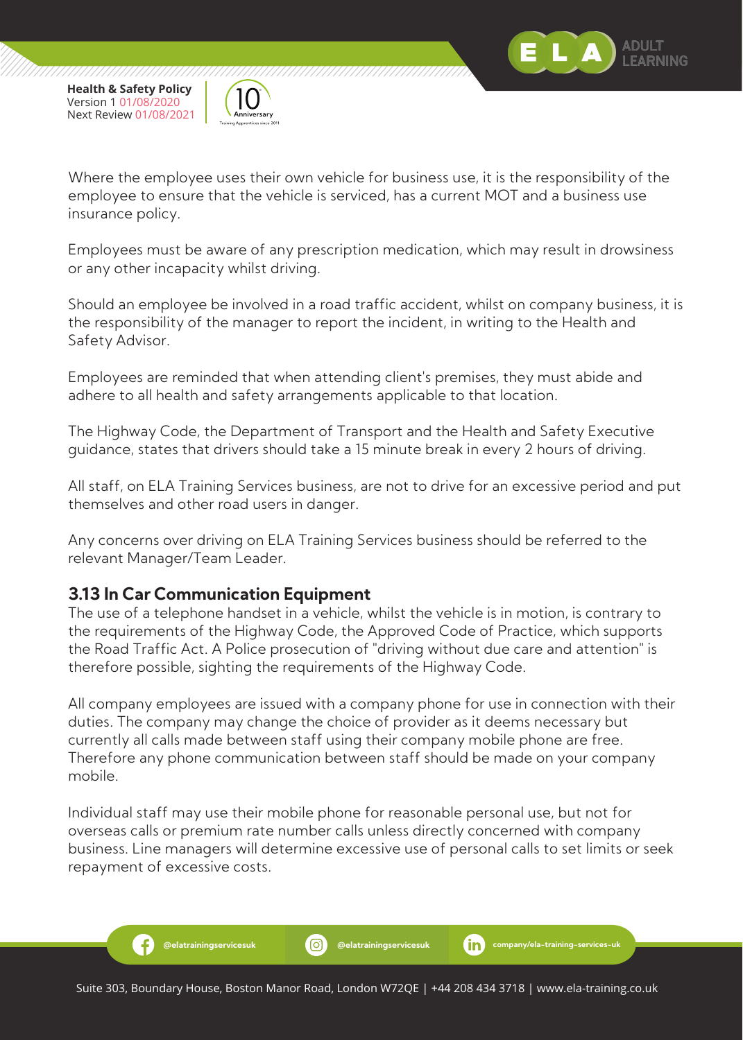Where the employee uses their own vehicle for business use, it is the responsibility of the employee to ensure that the vehicle is serviced, has a current MOT and a business use insurance policy.

Employees must be aware of any prescription medication, which may result in drowsiness or any other incapacity whilst driving.

Should an employee be involved in a road traffic accident, whilst on company business, it is the responsibility of the manager to report the incident, in writing to the Health and Safety Advisor.

Employees are reminded that when attending client's premises, they must abide and adhere to all health and safety arrangements applicable to that location.

The Highway Code, the Department of Transport and the Health and Safety Executive guidance, states that drivers should take a 15 minute break in every 2 hours of driving.

All staff, on ELA Training Services business, are not to drive for an excessive period and put themselves and other road users in danger.

Any concerns over driving on ELA Training Services business should be referred to the relevant Manager/Team Leader.

### 3.13 In Car Communication Equipment

The use of a telephone handset in a vehicle, whilst the vehicle is in motion, is contrary to the requirements of the Highway Code, the Approved Code of Practice, which supports the Road Traffic Act. A Police prosecution of "driving without due care and attention" is therefore possible, sighting the requirements of the Highway Code.

All company employees are issued with a company phone for use in connection with their duties. The company may change the choice of provider as it deems necessary but currently all calls made between staff using their company mobile phone are free. Therefore any phone communication between staff should be made on your company mobile.

Individual staff may use their mobile phone for reasonable personal use, but not for overseas calls or premium rate number calls unless directly concerned with company business. Line managers will determine excessive use of personal calls to set limits or seek repayment of excessive costs.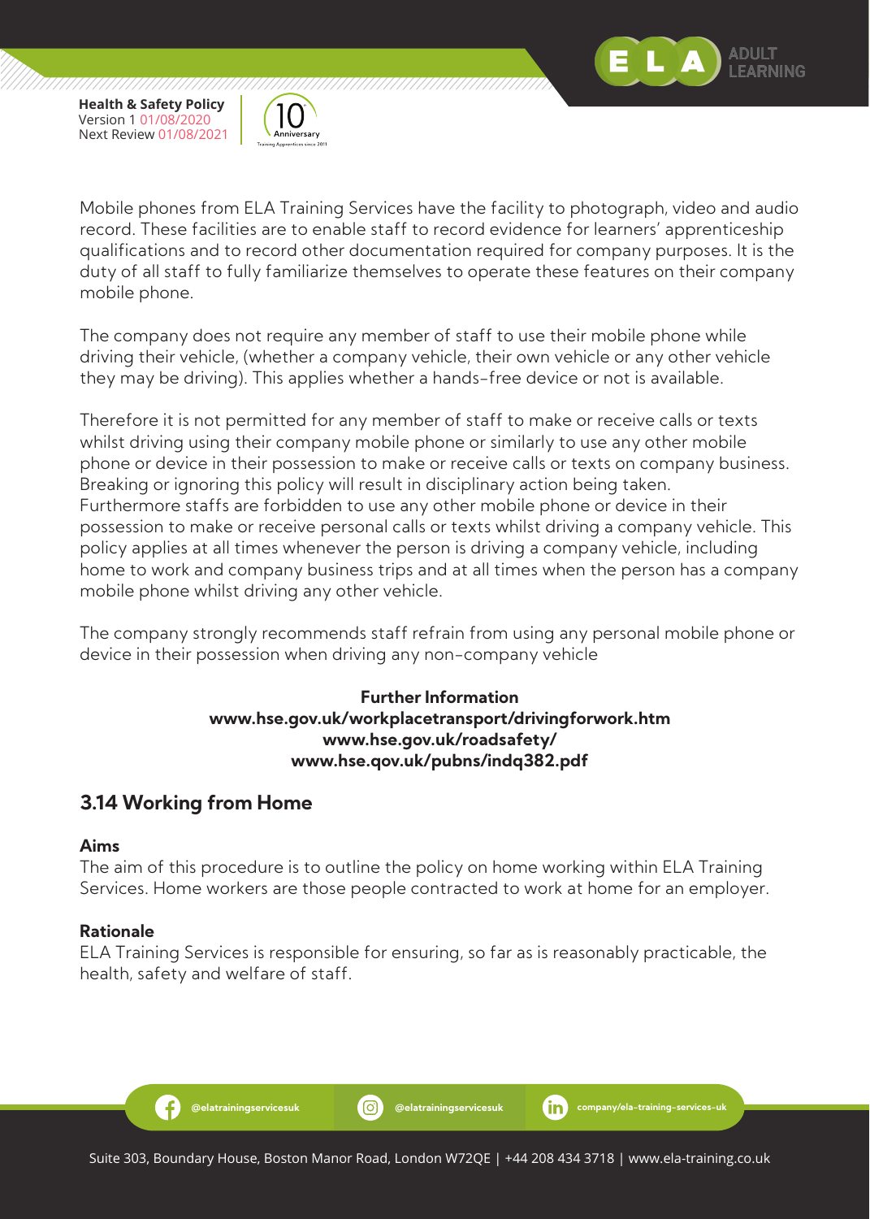Mobile phones from ELA Training Services have the facility to photograph, video and audio record. These facilities are to enable staff to record evidence for learners' apprenticeship qualifications and to record other documentation required for company purposes. It is the duty of all staff to fully familiarize themselves to operate these features on their company mobile phone.

The company does not require any member of staff to use their mobile phone while driving their vehicle, (whether a company vehicle, their own vehicle or any other vehicle they may be driving). This applies whether a hands-free device or not is available.

Therefore it is not permitted for any member of staff to make or receive calls or texts whilst driving using their company mobile phone or similarly to use any other mobile phone or device in their possession to make or receive calls or texts on company business. Breaking or ignoring this policy will result in disciplinary action being taken. Furthermore staffs are forbidden to use any other mobile phone or device in their possession to make or receive personal calls or texts whilst driving a company vehicle. This policy applies at all times whenever the person is driving a company vehicle, including home to work and company business trips and at all times when the person has a company mobile phone whilst driving any other vehicle.

The company strongly recommends staff refrain from using any personal mobile phone or device in their possession when driving any non-company vehicle

**Further Information**
**www.hse.gov.uk/workplacetransport/drivingforwork.htm**
**www.hse.gov.uk/roadsafety/**
**www.hse.qov.uk/pubns/indq382.pdf**

## 3.14 Working from Home

**Aims**
The aim of this procedure is to outline the policy on home working within ELA Training Services. Home workers are those people contracted to work at home for an employer.

**Rationale**
ELA Training Services is responsible for ensuring, so far as is reasonably practicable, the health, safety and welfare of staff.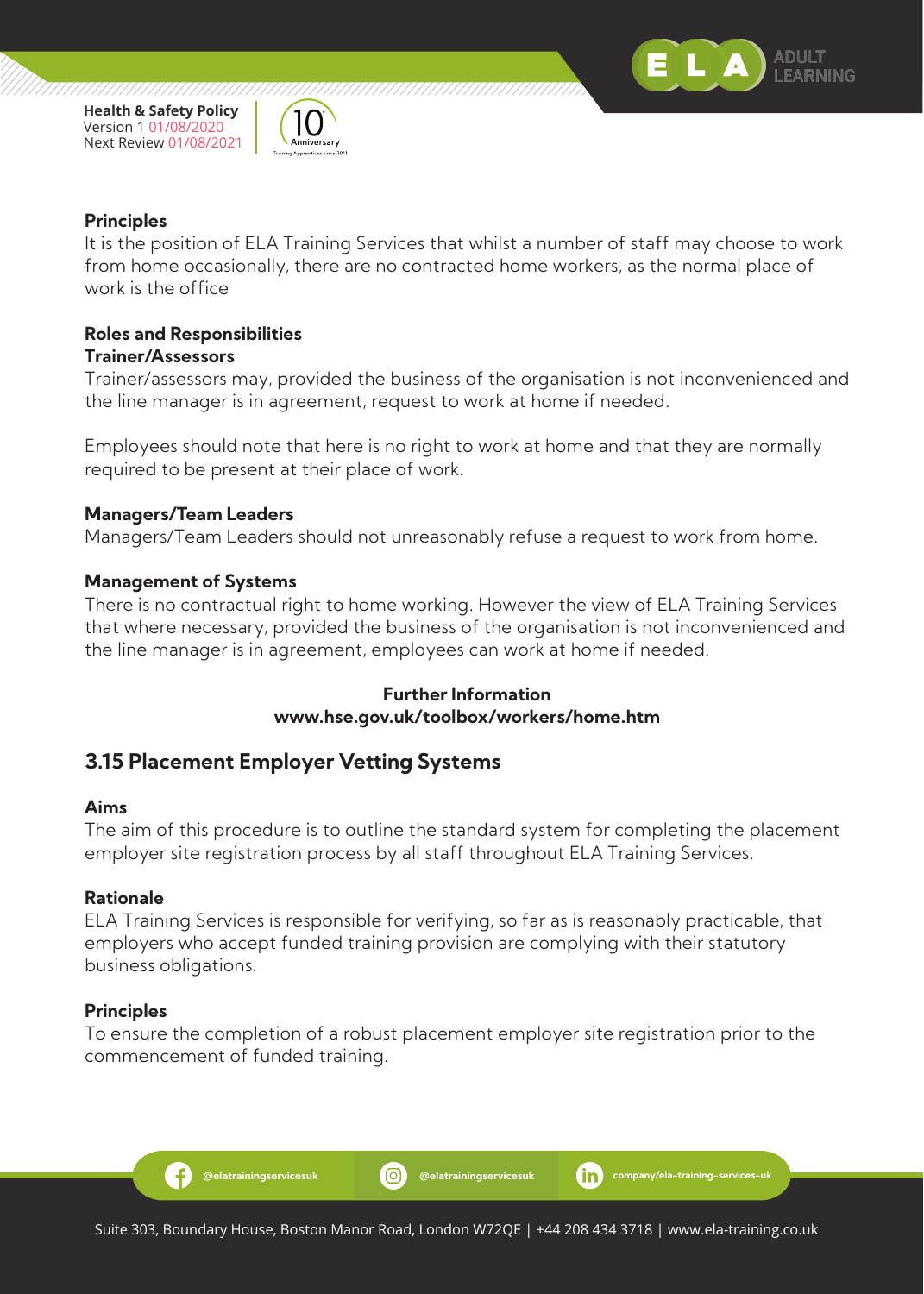### Principles

It is the position of ELA Training Services that whilst a number of staff may choose to work from home occasionally, there are no contracted home workers, as the normal place of work is the office

### Roles and Responsibilities

**Trainer/Assessors**

Trainer/assessors may, provided the business of the organisation is not inconvenienced and the line manager is in agreement, request to work at home if needed.

Employees should note that here is no right to work at home and that they are normally required to be present at their place of work.

**Managers/Team Leaders**

Managers/Team Leaders should not unreasonably refuse a request to work from home.

### Management of Systems

There is no contractual right to home working. However the view of ELA Training Services that where necessary, provided the business of the organisation is not inconvenienced and the line manager is in agreement, employees can work at home if needed.

**Further Information**
**www.hse.gov.uk/toolbox/workers/home.htm**

## 3.15 Placement Employer Vetting Systems

### Aims

The aim of this procedure is to outline the standard system for completing the placement employer site registration process by all staff throughout ELA Training Services.

### Rationale

ELA Training Services is responsible for verifying, so far as is reasonably practicable, that employers who accept funded training provision are complying with their statutory business obligations.

### Principles

To ensure the completion of a robust placement employer site registration prior to the commencement of funded training.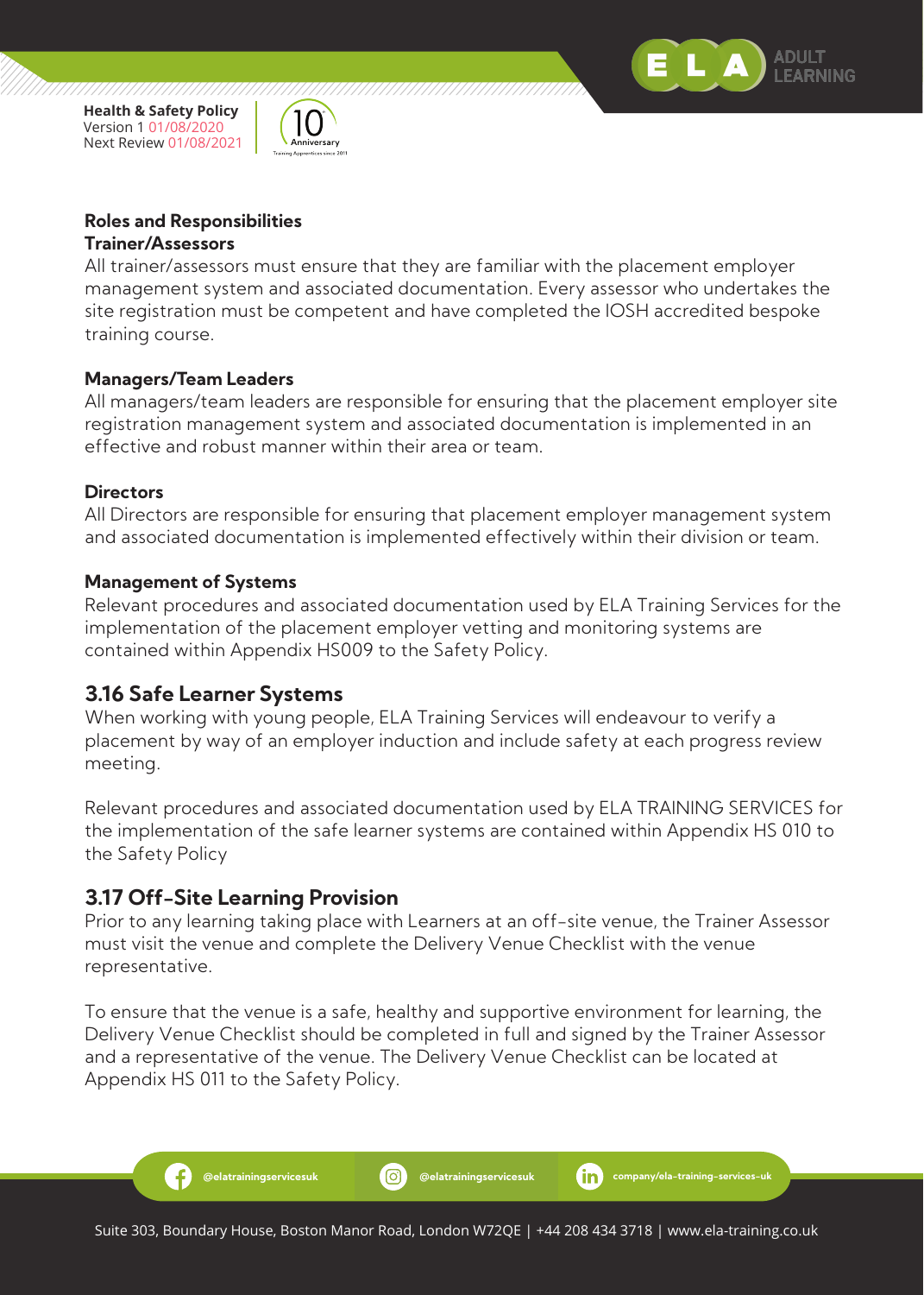**Roles and Responsibilities**

**Trainer/Assessors**

All trainer/assessors must ensure that they are familiar with the placement employer management system and associated documentation. Every assessor who undertakes the site registration must be competent and have completed the IOSH accredited bespoke training course.

**Managers/Team Leaders**

All managers/team leaders are responsible for ensuring that the placement employer site registration management system and associated documentation is implemented in an effective and robust manner within their area or team.

**Directors**

All Directors are responsible for ensuring that placement employer management system and associated documentation is implemented effectively within their division or team.

**Management of Systems**

Relevant procedures and associated documentation used by ELA Training Services for the implementation of the placement employer vetting and monitoring systems are contained within Appendix HS009 to the Safety Policy.

## 3.16 Safe Learner Systems

When working with young people, ELA Training Services will endeavour to verify a placement by way of an employer induction and include safety at each progress review meeting.

Relevant procedures and associated documentation used by ELA TRAINING SERVICES for the implementation of the safe learner systems are contained within Appendix HS 010 to the Safety Policy

## 3.17 Off-Site Learning Provision

Prior to any learning taking place with Learners at an off-site venue, the Trainer Assessor must visit the venue and complete the Delivery Venue Checklist with the venue representative.

To ensure that the venue is a safe, healthy and supportive environment for learning, the Delivery Venue Checklist should be completed in full and signed by the Trainer Assessor and a representative of the venue. The Delivery Venue Checklist can be located at Appendix HS 011 to the Safety Policy.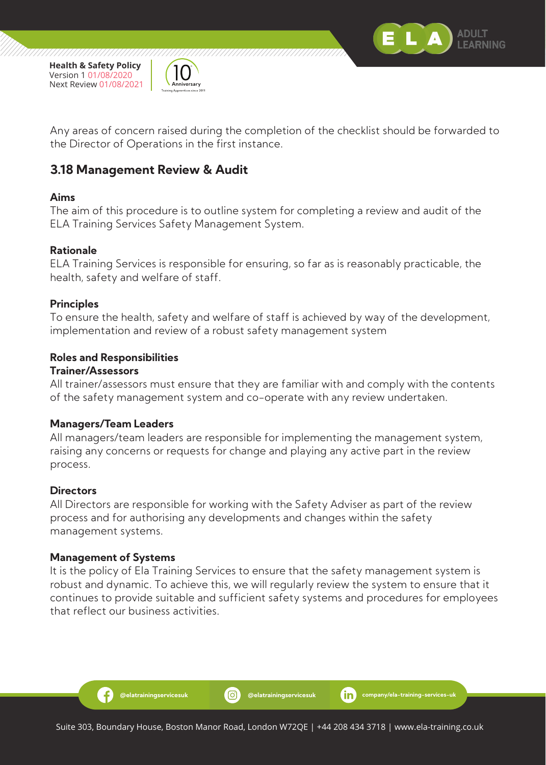Any areas of concern raised during the completion of the checklist should be forwarded to the Director of Operations in the first instance.

## 3.18 Management Review & Audit

**Aims**

The aim of this procedure is to outline system for completing a review and audit of the ELA Training Services Safety Management System.

**Rationale**

ELA Training Services is responsible for ensuring, so far as is reasonably practicable, the health, safety and welfare of staff.

**Principles**

To ensure the health, safety and welfare of staff is achieved by way of the development, implementation and review of a robust safety management system

**Roles and Responsibilities**

**Trainer/Assessors**

All trainer/assessors must ensure that they are familiar with and comply with the contents of the safety management system and co-operate with any review undertaken.

**Managers/Team Leaders**

All managers/team leaders are responsible for implementing the management system, raising any concerns or requests for change and playing any active part in the review process.

**Directors**

All Directors are responsible for working with the Safety Adviser as part of the review process and for authorising any developments and changes within the safety management systems.

**Management of Systems**

It is the policy of Ela Training Services to ensure that the safety management system is robust and dynamic. To achieve this, we will regularly review the system to ensure that it continues to provide suitable and sufficient safety systems and procedures for employees that reflect our business activities.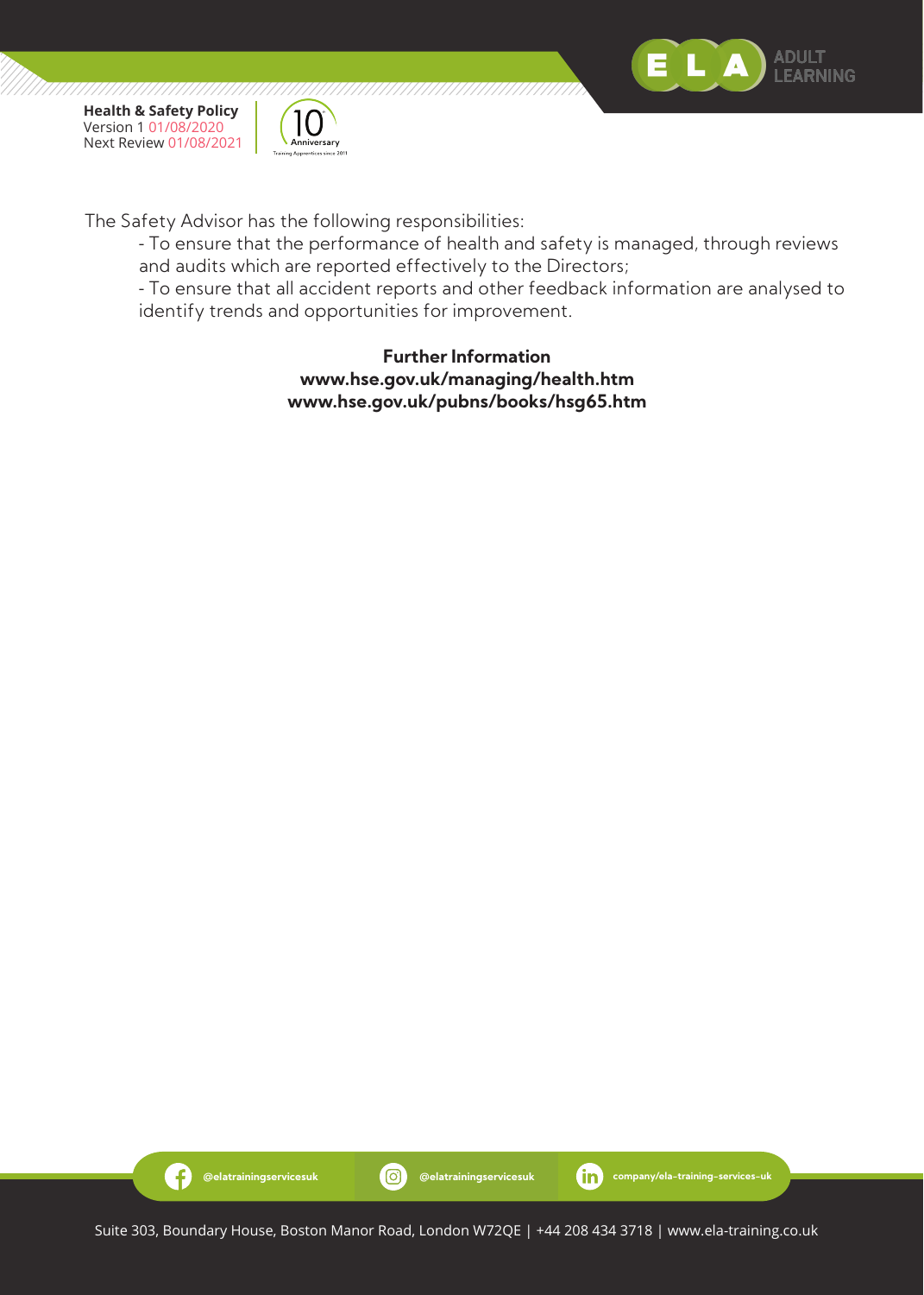The Safety Advisor has the following responsibilities:

- To ensure that the performance of health and safety is managed, through reviews and audits which are reported effectively to the Directors;
- To ensure that all accident reports and other feedback information are analysed to identify trends and opportunities for improvement.

**Further Information**
**www.hse.gov.uk/managing/health.htm**
**www.hse.gov.uk/pubns/books/hsg65.htm**